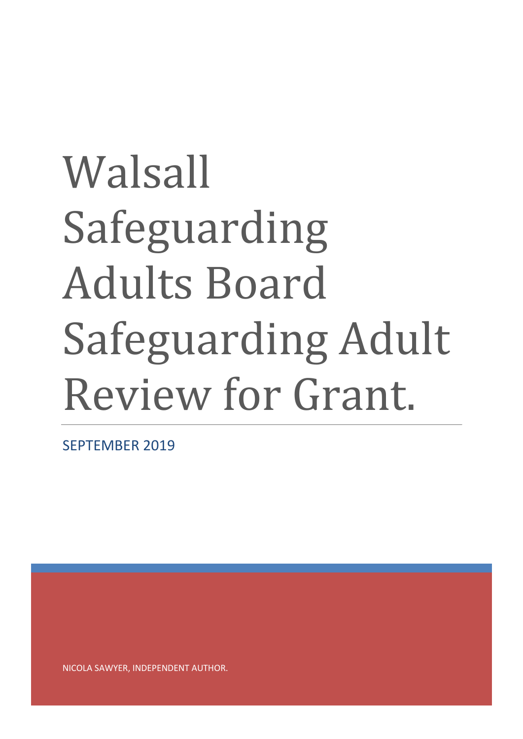# Walsall Safeguarding Adults Board Safeguarding Adult Review for Grant.

SEPTEMBER 2019

NICOLA SAWYER, INDEPENDENT AUTHOR.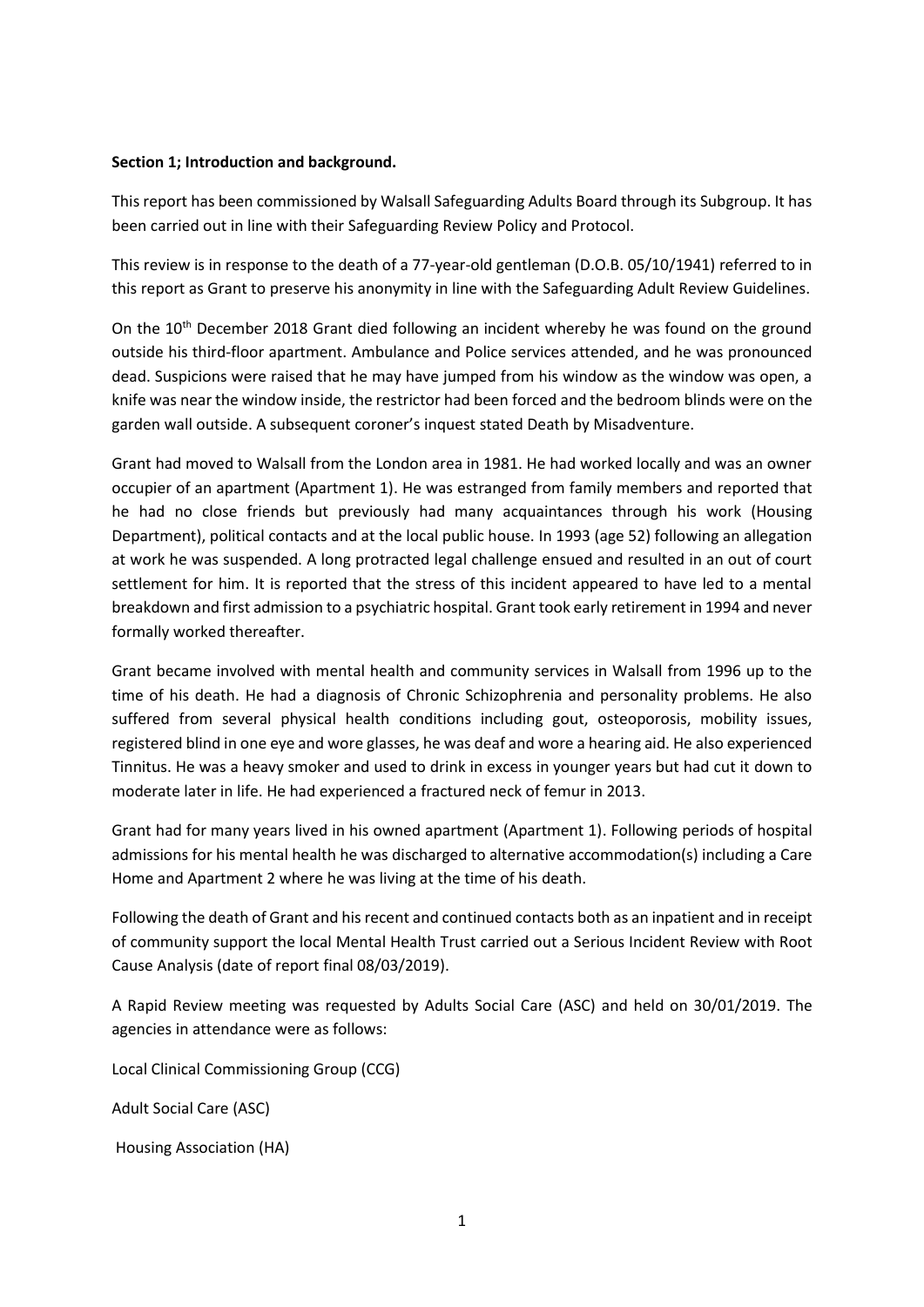**Section 1; Introduction and background.**

This report has been commissioned by Walsall Safeguarding Adults Board through its Subgroup. It has been carried out in line with their Safeguarding Review Policy and Protocol.

This review is in response to the death of a 77-year-old gentleman (D.O.B. 05/10/1941) referred to in this report as Grant to preserve his anonymity in line with the Safeguarding Adult Review Guidelines.

On the 10th December 2018 Grant died following an incident whereby he was found on the ground outside his third-floor apartment. Ambulance and Police services attended, and he was pronounced dead. Suspicions were raised that he may have jumped from his window as the window was open, a knife was near the window inside, the restrictor had been forced and the bedroom blinds were on the garden wall outside. A subsequent coroner's inquest stated Death by Misadventure.

Grant had moved to Walsall from the London area in 1981. He had worked locally and was an owner occupier of an apartment (Apartment 1). He was estranged from family members and reported that he had no close friends but previously had many acquaintances through his work (Housing Department), political contacts and at the local public house. In 1993 (age 52) following an allegation at work he was suspended. A long protracted legal challenge ensued and resulted in an out of court settlement for him. It is reported that the stress of this incident appeared to have led to a mental breakdown and first admission to a psychiatric hospital. Grant took early retirement in 1994 and never formally worked thereafter.

Grant became involved with mental health and community services in Walsall from 1996 up to the time of his death. He had a diagnosis of Chronic Schizophrenia and personality problems. He also suffered from several physical health conditions including gout, osteoporosis, mobility issues, registered blind in one eye and wore glasses, he was deaf and wore a hearing aid. He also experienced Tinnitus. He was a heavy smoker and used to drink in excess in younger years but had cut it down to moderate later in life. He had experienced a fractured neck of femur in 2013.

Grant had for many years lived in his owned apartment (Apartment 1). Following periods of hospital admissions for his mental health he was discharged to alternative accommodation(s) including a Care Home and Apartment 2 where he was living at the time of his death.

Following the death of Grant and his recent and continued contacts both as an inpatient and in receipt of community support the local Mental Health Trust carried out a Serious Incident Review with Root Cause Analysis (date of report final 08/03/2019).

A Rapid Review meeting was requested by Adults Social Care (ASC) and held on 30/01/2019. The agencies in attendance were as follows:

Local Clinical Commissioning Group (CCG)

Adult Social Care (ASC)

Housing Association (HA)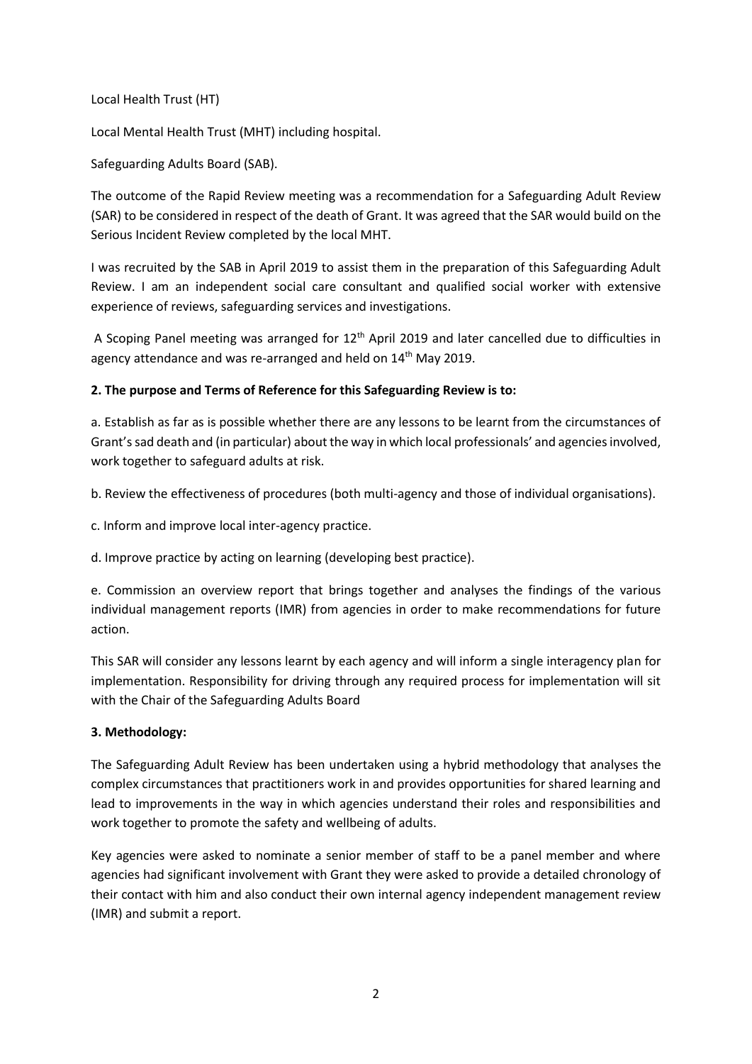Local Health Trust (HT)

Local Mental Health Trust (MHT) including hospital.

Safeguarding Adults Board (SAB).

The outcome of the Rapid Review meeting was a recommendation for a Safeguarding Adult Review (SAR) to be considered in respect of the death of Grant. It was agreed that the SAR would build on the Serious Incident Review completed by the local MHT.

I was recruited by the SAB in April 2019 to assist them in the preparation of this Safeguarding Adult Review. I am an independent social care consultant and qualified social worker with extensive experience of reviews, safeguarding services and investigations.

A Scoping Panel meeting was arranged for 12th April 2019 and later cancelled due to difficulties in agency attendance and was re-arranged and held on 14th May 2019.

**2. The purpose and Terms of Reference for this Safeguarding Review is to:**

a. Establish as far as is possible whether there are any lessons to be learnt from the circumstances of Grant's sad death and (in particular) about the way in which local professionals' and agencies involved, work together to safeguard adults at risk.

b. Review the effectiveness of procedures (both multi-agency and those of individual organisations).

c. Inform and improve local inter-agency practice.

d. Improve practice by acting on learning (developing best practice).

e. Commission an overview report that brings together and analyses the findings of the various individual management reports (IMR) from agencies in order to make recommendations for future action.

This SAR will consider any lessons learnt by each agency and will inform a single interagency plan for implementation. Responsibility for driving through any required process for implementation will sit with the Chair of the Safeguarding Adults Board

**3. Methodology:**

The Safeguarding Adult Review has been undertaken using a hybrid methodology that analyses the complex circumstances that practitioners work in and provides opportunities for shared learning and lead to improvements in the way in which agencies understand their roles and responsibilities and work together to promote the safety and wellbeing of adults.

Key agencies were asked to nominate a senior member of staff to be a panel member and where agencies had significant involvement with Grant they were asked to provide a detailed chronology of their contact with him and also conduct their own internal agency independent management review (IMR) and submit a report.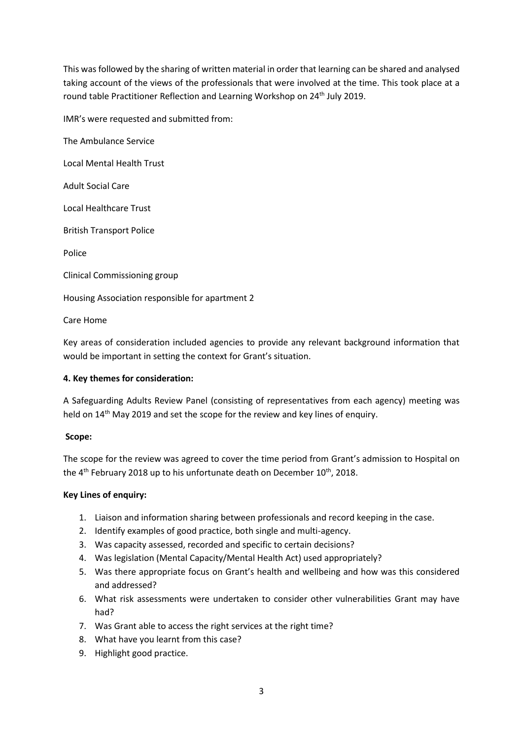This was followed by the sharing of written material in order that learning can be shared and analysed taking account of the views of the professionals that were involved at the time. This took place at a round table Practitioner Reflection and Learning Workshop on 24th July 2019.

IMR's were requested and submitted from:

The Ambulance Service

Local Mental Health Trust

Adult Social Care

Local Healthcare Trust

British Transport Police

Police

Clinical Commissioning group

Housing Association responsible for apartment 2

Care Home

Key areas of consideration included agencies to provide any relevant background information that would be important in setting the context for Grant's situation.

## 4. Key themes for consideration:

A Safeguarding Adults Review Panel (consisting of representatives from each agency) meeting was held on 14th May 2019 and set the scope for the review and key lines of enquiry.

**Scope:**

The scope for the review was agreed to cover the time period from Grant's admission to Hospital on the 4th February 2018 up to his unfortunate death on December 10th, 2018.

**Key Lines of enquiry:**

1. Liaison and information sharing between professionals and record keeping in the case.
2. Identify examples of good practice, both single and multi-agency.
3. Was capacity assessed, recorded and specific to certain decisions?
4. Was legislation (Mental Capacity/Mental Health Act) used appropriately?
5. Was there appropriate focus on Grant's health and wellbeing and how was this considered and addressed?
6. What risk assessments were undertaken to consider other vulnerabilities Grant may have had?
7. Was Grant able to access the right services at the right time?
8. What have you learnt from this case?
9. Highlight good practice.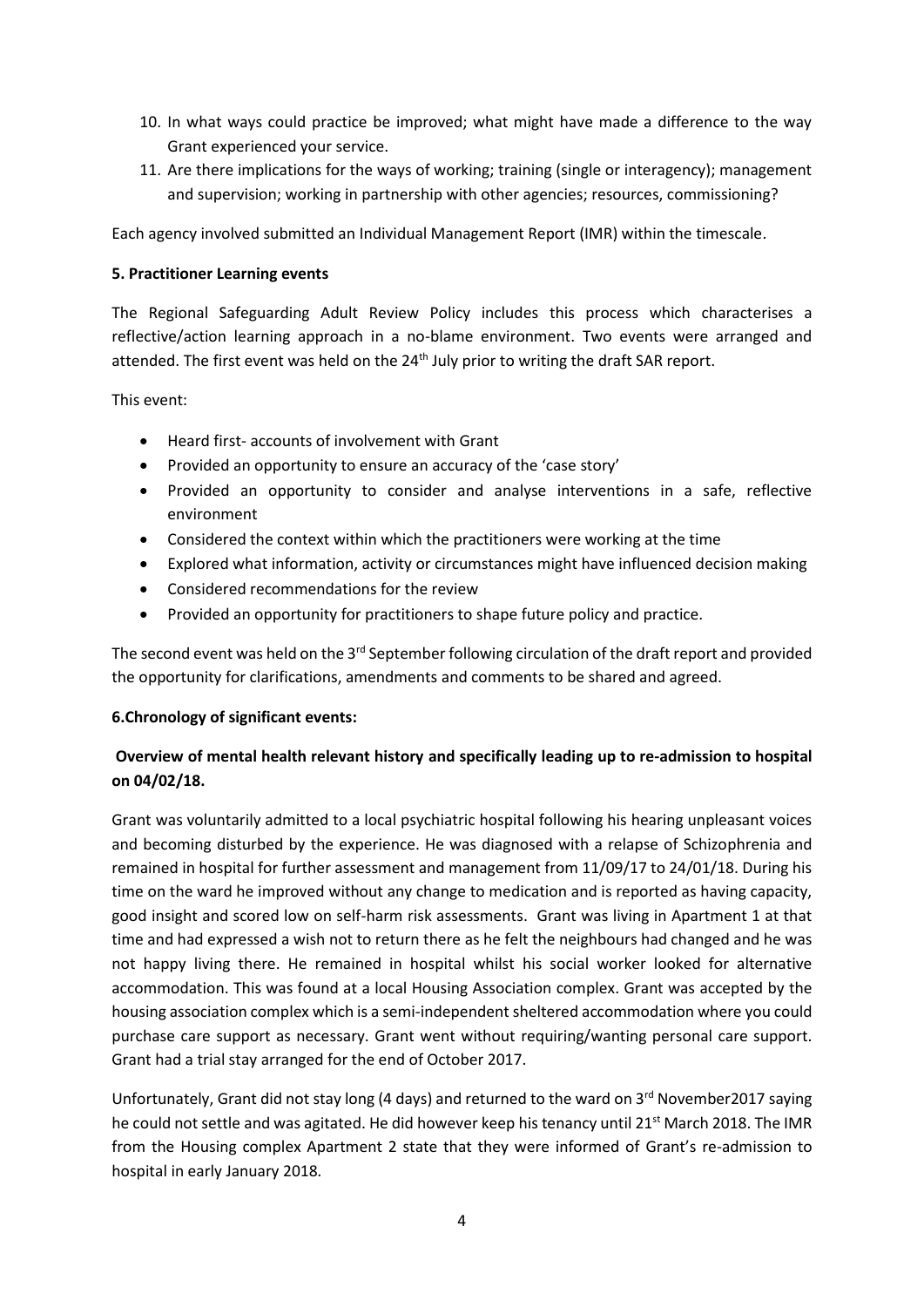10. In what ways could practice be improved; what might have made a difference to the way Grant experienced your service.
11. Are there implications for the ways of working; training (single or interagency); management and supervision; working in partnership with other agencies; resources, commissioning?

Each agency involved submitted an Individual Management Report (IMR) within the timescale.

**5. Practitioner Learning events**

The Regional Safeguarding Adult Review Policy includes this process which characterises a reflective/action learning approach in a no-blame environment. Two events were arranged and attended. The first event was held on the 24th July prior to writing the draft SAR report.

This event:

- Heard first- accounts of involvement with Grant
- Provided an opportunity to ensure an accuracy of the 'case story'
- Provided an opportunity to consider and analyse interventions in a safe, reflective environment
- Considered the context within which the practitioners were working at the time
- Explored what information, activity or circumstances might have influenced decision making
- Considered recommendations for the review
- Provided an opportunity for practitioners to shape future policy and practice.

The second event was held on the 3rd September following circulation of the draft report and provided the opportunity for clarifications, amendments and comments to be shared and agreed.

**6.Chronology of significant events:**

**Overview of mental health relevant history and specifically leading up to re-admission to hospital on 04/02/18.**

Grant was voluntarily admitted to a local psychiatric hospital following his hearing unpleasant voices and becoming disturbed by the experience. He was diagnosed with a relapse of Schizophrenia and remained in hospital for further assessment and management from 11/09/17 to 24/01/18. During his time on the ward he improved without any change to medication and is reported as having capacity, good insight and scored low on self-harm risk assessments. Grant was living in Apartment 1 at that time and had expressed a wish not to return there as he felt the neighbours had changed and he was not happy living there. He remained in hospital whilst his social worker looked for alternative accommodation. This was found at a local Housing Association complex. Grant was accepted by the housing association complex which is a semi-independent sheltered accommodation where you could purchase care support as necessary. Grant went without requiring/wanting personal care support. Grant had a trial stay arranged for the end of October 2017.

Unfortunately, Grant did not stay long (4 days) and returned to the ward on 3rd November2017 saying he could not settle and was agitated. He did however keep his tenancy until 21st March 2018. The IMR from the Housing complex Apartment 2 state that they were informed of Grant's re-admission to hospital in early January 2018.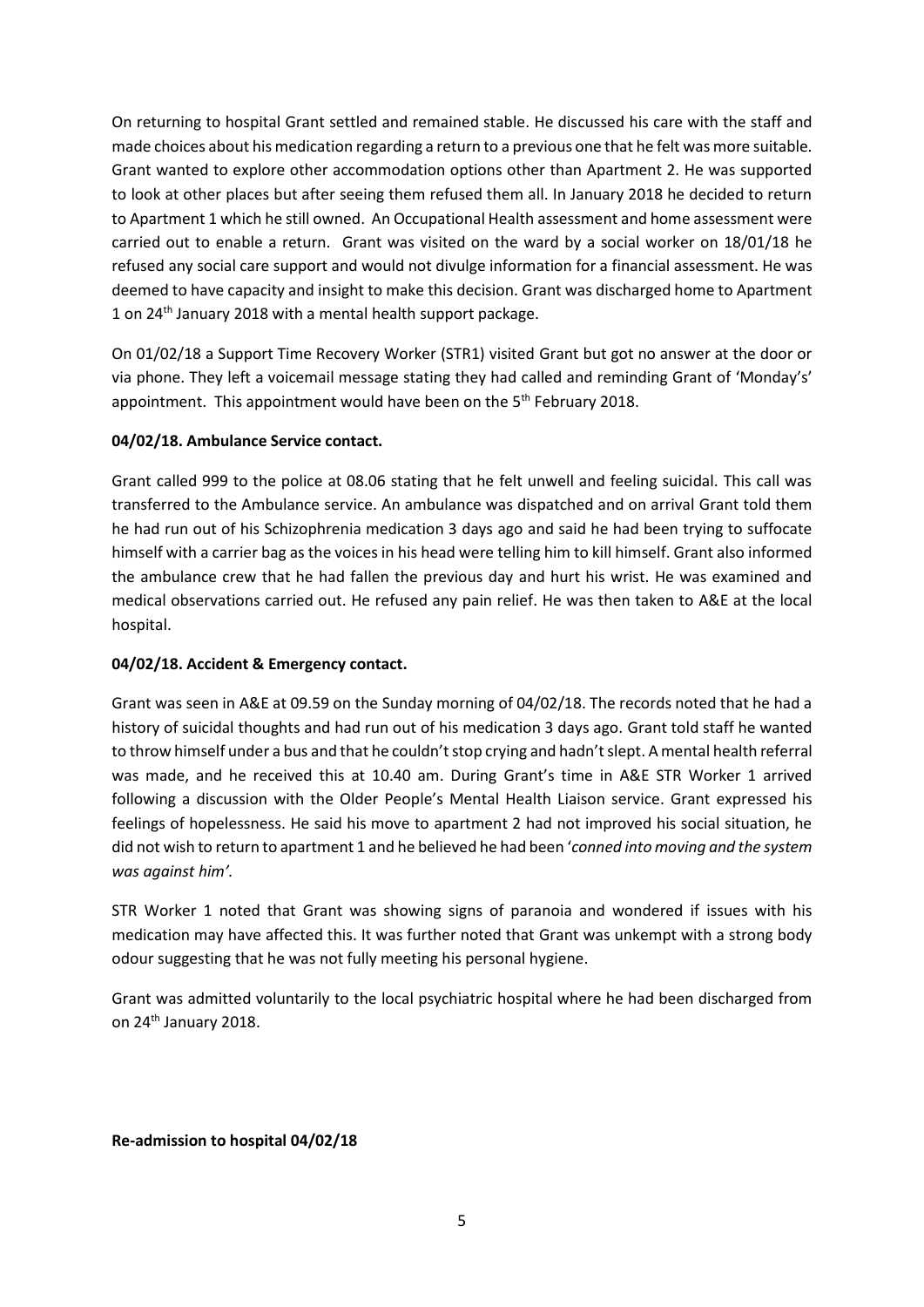On returning to hospital Grant settled and remained stable. He discussed his care with the staff and made choices about his medication regarding a return to a previous one that he felt was more suitable. Grant wanted to explore other accommodation options other than Apartment 2. He was supported to look at other places but after seeing them refused them all. In January 2018 he decided to return to Apartment 1 which he still owned. An Occupational Health assessment and home assessment were carried out to enable a return. Grant was visited on the ward by a social worker on 18/01/18 he refused any social care support and would not divulge information for a financial assessment. He was deemed to have capacity and insight to make this decision. Grant was discharged home to Apartment 1 on 24th January 2018 with a mental health support package.

On 01/02/18 a Support Time Recovery Worker (STR1) visited Grant but got no answer at the door or via phone. They left a voicemail message stating they had called and reminding Grant of 'Monday's' appointment. This appointment would have been on the 5th February 2018.

**04/02/18. Ambulance Service contact.**

Grant called 999 to the police at 08.06 stating that he felt unwell and feeling suicidal. This call was transferred to the Ambulance service. An ambulance was dispatched and on arrival Grant told them he had run out of his Schizophrenia medication 3 days ago and said he had been trying to suffocate himself with a carrier bag as the voices in his head were telling him to kill himself. Grant also informed the ambulance crew that he had fallen the previous day and hurt his wrist. He was examined and medical observations carried out. He refused any pain relief. He was then taken to A&E at the local hospital.

**04/02/18. Accident & Emergency contact.**

Grant was seen in A&E at 09.59 on the Sunday morning of 04/02/18. The records noted that he had a history of suicidal thoughts and had run out of his medication 3 days ago. Grant told staff he wanted to throw himself under a bus and that he couldn't stop crying and hadn't slept. A mental health referral was made, and he received this at 10.40 am. During Grant's time in A&E STR Worker 1 arrived following a discussion with the Older People's Mental Health Liaison service. Grant expressed his feelings of hopelessness. He said his move to apartment 2 had not improved his social situation, he did not wish to return to apartment 1 and he believed he had been '*conned into moving and the system was against him'.*

STR Worker 1 noted that Grant was showing signs of paranoia and wondered if issues with his medication may have affected this. It was further noted that Grant was unkempt with a strong body odour suggesting that he was not fully meeting his personal hygiene.

Grant was admitted voluntarily to the local psychiatric hospital where he had been discharged from on 24th January 2018.

**Re-admission to hospital 04/02/18**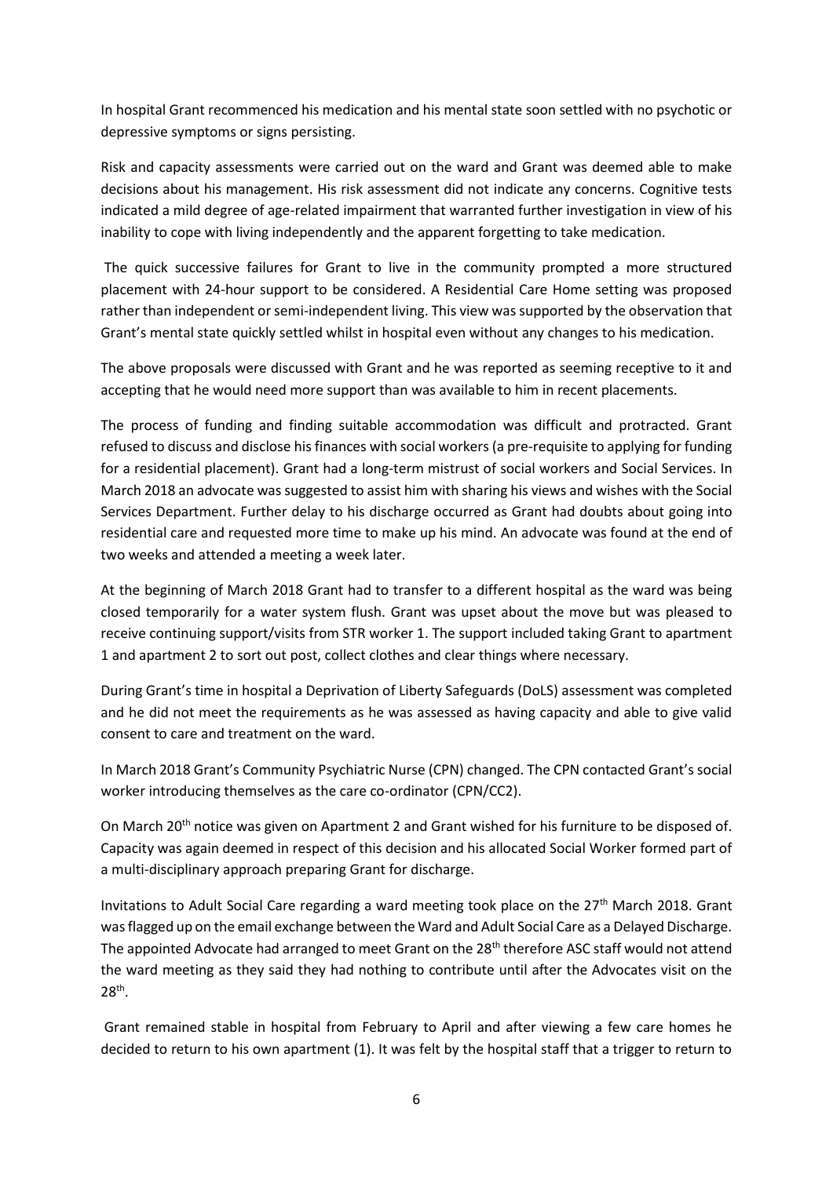In hospital Grant recommenced his medication and his mental state soon settled with no psychotic or depressive symptoms or signs persisting.

Risk and capacity assessments were carried out on the ward and Grant was deemed able to make decisions about his management. His risk assessment did not indicate any concerns. Cognitive tests indicated a mild degree of age-related impairment that warranted further investigation in view of his inability to cope with living independently and the apparent forgetting to take medication.

The quick successive failures for Grant to live in the community prompted a more structured placement with 24-hour support to be considered. A Residential Care Home setting was proposed rather than independent or semi-independent living. This view was supported by the observation that Grant's mental state quickly settled whilst in hospital even without any changes to his medication.

The above proposals were discussed with Grant and he was reported as seeming receptive to it and accepting that he would need more support than was available to him in recent placements.

The process of funding and finding suitable accommodation was difficult and protracted. Grant refused to discuss and disclose his finances with social workers (a pre-requisite to applying for funding for a residential placement). Grant had a long-term mistrust of social workers and Social Services. In March 2018 an advocate was suggested to assist him with sharing his views and wishes with the Social Services Department. Further delay to his discharge occurred as Grant had doubts about going into residential care and requested more time to make up his mind. An advocate was found at the end of two weeks and attended a meeting a week later.

At the beginning of March 2018 Grant had to transfer to a different hospital as the ward was being closed temporarily for a water system flush. Grant was upset about the move but was pleased to receive continuing support/visits from STR worker 1. The support included taking Grant to apartment 1 and apartment 2 to sort out post, collect clothes and clear things where necessary.

During Grant's time in hospital a Deprivation of Liberty Safeguards (DoLS) assessment was completed and he did not meet the requirements as he was assessed as having capacity and able to give valid consent to care and treatment on the ward.

In March 2018 Grant's Community Psychiatric Nurse (CPN) changed. The CPN contacted Grant's social worker introducing themselves as the care co-ordinator (CPN/CC2).

On March 20th notice was given on Apartment 2 and Grant wished for his furniture to be disposed of. Capacity was again deemed in respect of this decision and his allocated Social Worker formed part of a multi-disciplinary approach preparing Grant for discharge.

Invitations to Adult Social Care regarding a ward meeting took place on the 27th March 2018. Grant was flagged up on the email exchange between the Ward and Adult Social Care as a Delayed Discharge. The appointed Advocate had arranged to meet Grant on the 28th therefore ASC staff would not attend the ward meeting as they said they had nothing to contribute until after the Advocates visit on the 28th.

Grant remained stable in hospital from February to April and after viewing a few care homes he decided to return to his own apartment (1). It was felt by the hospital staff that a trigger to return to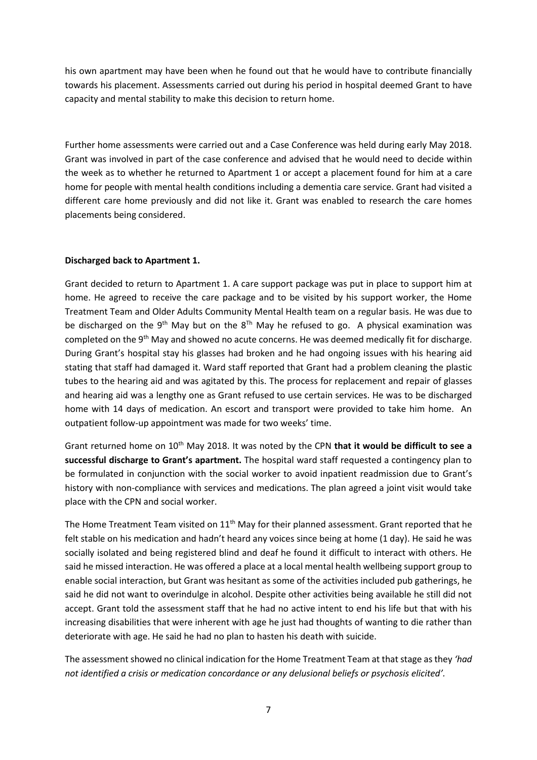his own apartment may have been when he found out that he would have to contribute financially towards his placement. Assessments carried out during his period in hospital deemed Grant to have capacity and mental stability to make this decision to return home.

Further home assessments were carried out and a Case Conference was held during early May 2018. Grant was involved in part of the case conference and advised that he would need to decide within the week as to whether he returned to Apartment 1 or accept a placement found for him at a care home for people with mental health conditions including a dementia care service. Grant had visited a different care home previously and did not like it. Grant was enabled to research the care homes placements being considered.

**Discharged back to Apartment 1.**

Grant decided to return to Apartment 1. A care support package was put in place to support him at home. He agreed to receive the care package and to be visited by his support worker, the Home Treatment Team and Older Adults Community Mental Health team on a regular basis. He was due to be discharged on the 9th May but on the 8Th May he refused to go. A physical examination was completed on the 9th May and showed no acute concerns. He was deemed medically fit for discharge. During Grant's hospital stay his glasses had broken and he had ongoing issues with his hearing aid stating that staff had damaged it. Ward staff reported that Grant had a problem cleaning the plastic tubes to the hearing aid and was agitated by this. The process for replacement and repair of glasses and hearing aid was a lengthy one as Grant refused to use certain services. He was to be discharged home with 14 days of medication. An escort and transport were provided to take him home. An outpatient follow-up appointment was made for two weeks' time.

Grant returned home on 10th May 2018. It was noted by the CPN **that it would be difficult to see a successful discharge to Grant's apartment.** The hospital ward staff requested a contingency plan to be formulated in conjunction with the social worker to avoid inpatient readmission due to Grant's history with non-compliance with services and medications. The plan agreed a joint visit would take place with the CPN and social worker.

The Home Treatment Team visited on 11th May for their planned assessment. Grant reported that he felt stable on his medication and hadn't heard any voices since being at home (1 day). He said he was socially isolated and being registered blind and deaf he found it difficult to interact with others. He said he missed interaction. He was offered a place at a local mental health wellbeing support group to enable social interaction, but Grant was hesitant as some of the activities included pub gatherings, he said he did not want to overindulge in alcohol. Despite other activities being available he still did not accept. Grant told the assessment staff that he had no active intent to end his life but that with his increasing disabilities that were inherent with age he just had thoughts of wanting to die rather than deteriorate with age. He said he had no plan to hasten his death with suicide.

The assessment showed no clinical indication for the Home Treatment Team at that stage as they *'had not identified a crisis or medication concordance or any delusional beliefs or psychosis elicited'.*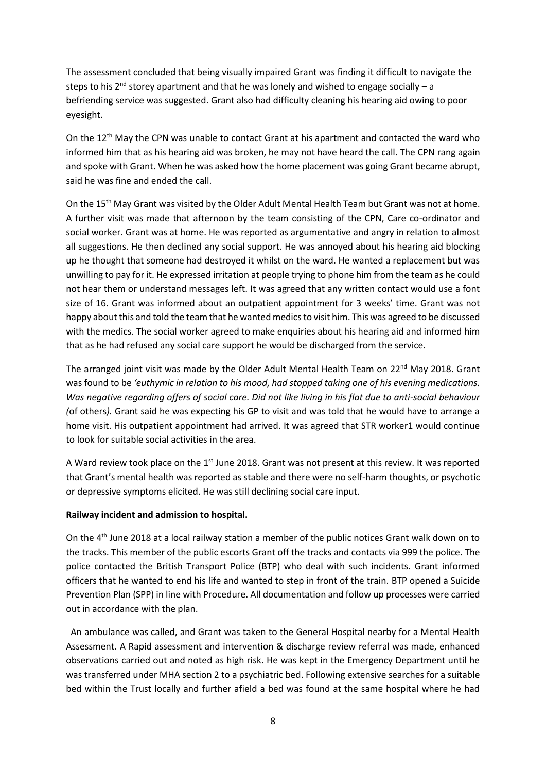The assessment concluded that being visually impaired Grant was finding it difficult to navigate the steps to his 2nd storey apartment and that he was lonely and wished to engage socially – a befriending service was suggested. Grant also had difficulty cleaning his hearing aid owing to poor eyesight.

On the 12th May the CPN was unable to contact Grant at his apartment and contacted the ward who informed him that as his hearing aid was broken, he may not have heard the call. The CPN rang again and spoke with Grant. When he was asked how the home placement was going Grant became abrupt, said he was fine and ended the call.

On the 15th May Grant was visited by the Older Adult Mental Health Team but Grant was not at home. A further visit was made that afternoon by the team consisting of the CPN, Care co-ordinator and social worker. Grant was at home. He was reported as argumentative and angry in relation to almost all suggestions. He then declined any social support. He was annoyed about his hearing aid blocking up he thought that someone had destroyed it whilst on the ward. He wanted a replacement but was unwilling to pay for it. He expressed irritation at people trying to phone him from the team as he could not hear them or understand messages left. It was agreed that any written contact would use a font size of 16. Grant was informed about an outpatient appointment for 3 weeks' time. Grant was not happy about this and told the team that he wanted medics to visit him. This was agreed to be discussed with the medics. The social worker agreed to make enquiries about his hearing aid and informed him that as he had refused any social care support he would be discharged from the service.

The arranged joint visit was made by the Older Adult Mental Health Team on 22nd May 2018. Grant was found to be *'euthymic in relation to his mood, had stopped taking one of his evening medications. Was negative regarding offers of social care. Did not like living in his flat due to anti-social behaviour (*of others*).* Grant said he was expecting his GP to visit and was told that he would have to arrange a home visit. His outpatient appointment had arrived. It was agreed that STR worker1 would continue to look for suitable social activities in the area.

A Ward review took place on the 1st June 2018. Grant was not present at this review. It was reported that Grant's mental health was reported as stable and there were no self-harm thoughts, or psychotic or depressive symptoms elicited. He was still declining social care input.

**Railway incident and admission to hospital.**

On the 4th June 2018 at a local railway station a member of the public notices Grant walk down on to the tracks. This member of the public escorts Grant off the tracks and contacts via 999 the police. The police contacted the British Transport Police (BTP) who deal with such incidents. Grant informed officers that he wanted to end his life and wanted to step in front of the train. BTP opened a Suicide Prevention Plan (SPP) in line with Procedure. All documentation and follow up processes were carried out in accordance with the plan.

An ambulance was called, and Grant was taken to the General Hospital nearby for a Mental Health Assessment. A Rapid assessment and intervention & discharge review referral was made, enhanced observations carried out and noted as high risk. He was kept in the Emergency Department until he was transferred under MHA section 2 to a psychiatric bed. Following extensive searches for a suitable bed within the Trust locally and further afield a bed was found at the same hospital where he had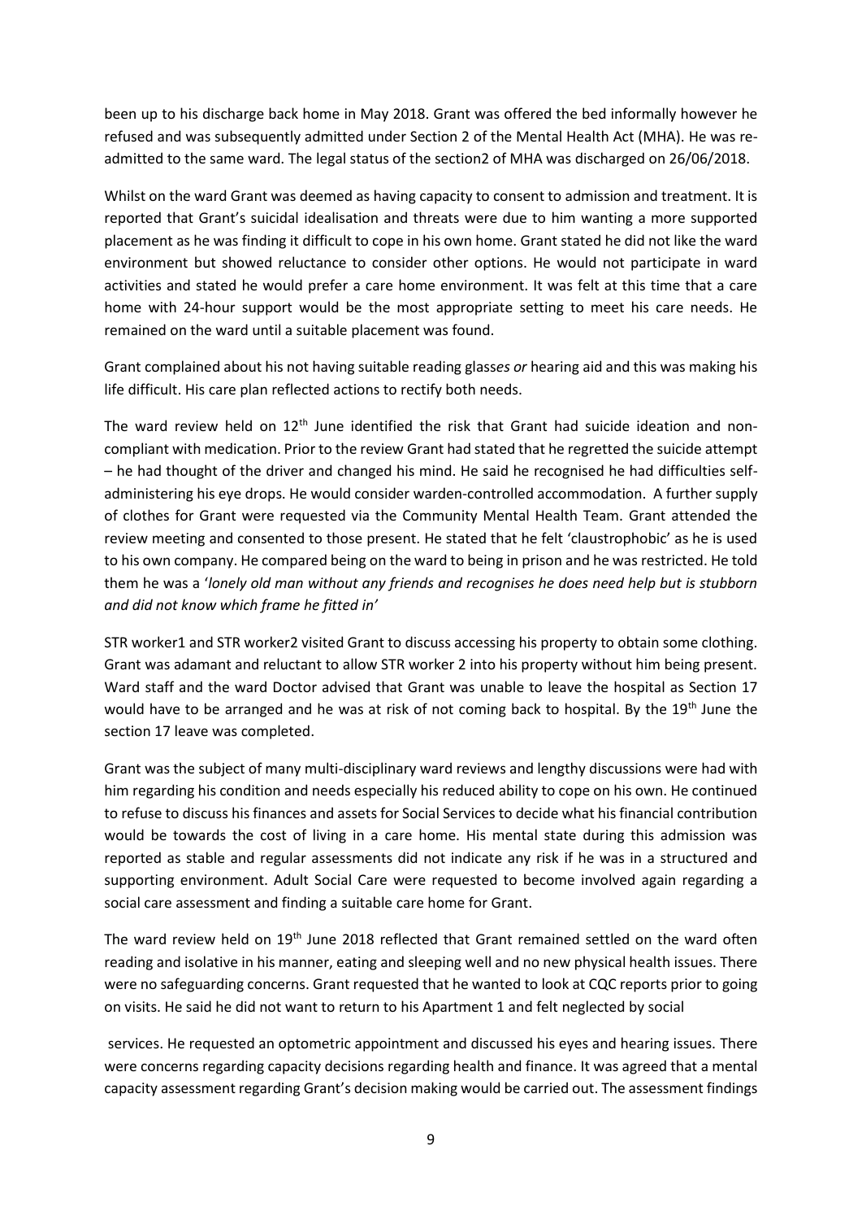been up to his discharge back home in May 2018. Grant was offered the bed informally however he refused and was subsequently admitted under Section 2 of the Mental Health Act (MHA). He was re-admitted to the same ward. The legal status of the section2 of MHA was discharged on 26/06/2018.

Whilst on the ward Grant was deemed as having capacity to consent to admission and treatment. It is reported that Grant's suicidal idealisation and threats were due to him wanting a more supported placement as he was finding it difficult to cope in his own home. Grant stated he did not like the ward environment but showed reluctance to consider other options. He would not participate in ward activities and stated he would prefer a care home environment. It was felt at this time that a care home with 24-hour support would be the most appropriate setting to meet his care needs. He remained on the ward until a suitable placement was found.

Grant complained about his not having suitable reading glass*es or* hearing aid and this was making his life difficult. His care plan reflected actions to rectify both needs.

The ward review held on 12th June identified the risk that Grant had suicide ideation and non-compliant with medication. Prior to the review Grant had stated that he regretted the suicide attempt – he had thought of the driver and changed his mind. He said he recognised he had difficulties self-administering his eye drops. He would consider warden-controlled accommodation. A further supply of clothes for Grant were requested via the Community Mental Health Team. Grant attended the review meeting and consented to those present. He stated that he felt 'claustrophobic' as he is used to his own company. He compared being on the ward to being in prison and he was restricted. He told them he was a '*lonely old man without any friends and recognises he does need help but is stubborn and did not know which frame he fitted in'*

STR worker1 and STR worker2 visited Grant to discuss accessing his property to obtain some clothing. Grant was adamant and reluctant to allow STR worker 2 into his property without him being present. Ward staff and the ward Doctor advised that Grant was unable to leave the hospital as Section 17 would have to be arranged and he was at risk of not coming back to hospital. By the 19th June the section 17 leave was completed.

Grant was the subject of many multi-disciplinary ward reviews and lengthy discussions were had with him regarding his condition and needs especially his reduced ability to cope on his own. He continued to refuse to discuss his finances and assets for Social Services to decide what his financial contribution would be towards the cost of living in a care home. His mental state during this admission was reported as stable and regular assessments did not indicate any risk if he was in a structured and supporting environment. Adult Social Care were requested to become involved again regarding a social care assessment and finding a suitable care home for Grant.

The ward review held on 19th June 2018 reflected that Grant remained settled on the ward often reading and isolative in his manner, eating and sleeping well and no new physical health issues. There were no safeguarding concerns. Grant requested that he wanted to look at CQC reports prior to going on visits. He said he did not want to return to his Apartment 1 and felt neglected by social services. He requested an optometric appointment and discussed his eyes and hearing issues. There were concerns regarding capacity decisions regarding health and finance. It was agreed that a mental capacity assessment regarding Grant's decision making would be carried out. The assessment findings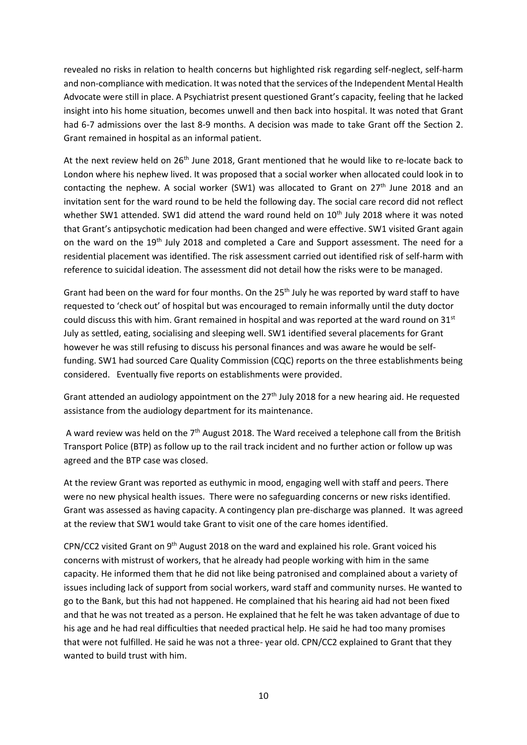revealed no risks in relation to health concerns but highlighted risk regarding self-neglect, self-harm and non-compliance with medication. It was noted that the services of the Independent Mental Health Advocate were still in place. A Psychiatrist present questioned Grant's capacity, feeling that he lacked insight into his home situation, becomes unwell and then back into hospital. It was noted that Grant had 6-7 admissions over the last 8-9 months. A decision was made to take Grant off the Section 2. Grant remained in hospital as an informal patient.

At the next review held on 26th June 2018, Grant mentioned that he would like to re-locate back to London where his nephew lived. It was proposed that a social worker when allocated could look in to contacting the nephew. A social worker (SW1) was allocated to Grant on 27th June 2018 and an invitation sent for the ward round to be held the following day. The social care record did not reflect whether SW1 attended. SW1 did attend the ward round held on 10th July 2018 where it was noted that Grant's antipsychotic medication had been changed and were effective. SW1 visited Grant again on the ward on the 19th July 2018 and completed a Care and Support assessment. The need for a residential placement was identified. The risk assessment carried out identified risk of self-harm with reference to suicidal ideation. The assessment did not detail how the risks were to be managed.

Grant had been on the ward for four months. On the 25th July he was reported by ward staff to have requested to 'check out' of hospital but was encouraged to remain informally until the duty doctor could discuss this with him. Grant remained in hospital and was reported at the ward round on 31st July as settled, eating, socialising and sleeping well. SW1 identified several placements for Grant however he was still refusing to discuss his personal finances and was aware he would be self-funding. SW1 had sourced Care Quality Commission (CQC) reports on the three establishments being considered. Eventually five reports on establishments were provided.

Grant attended an audiology appointment on the 27th July 2018 for a new hearing aid. He requested assistance from the audiology department for its maintenance.

A ward review was held on the 7th August 2018. The Ward received a telephone call from the British Transport Police (BTP) as follow up to the rail track incident and no further action or follow up was agreed and the BTP case was closed.

At the review Grant was reported as euthymic in mood, engaging well with staff and peers. There were no new physical health issues. There were no safeguarding concerns or new risks identified. Grant was assessed as having capacity. A contingency plan pre-discharge was planned. It was agreed at the review that SW1 would take Grant to visit one of the care homes identified.

CPN/CC2 visited Grant on 9th August 2018 on the ward and explained his role. Grant voiced his concerns with mistrust of workers, that he already had people working with him in the same capacity. He informed them that he did not like being patronised and complained about a variety of issues including lack of support from social workers, ward staff and community nurses. He wanted to go to the Bank, but this had not happened. He complained that his hearing aid had not been fixed and that he was not treated as a person. He explained that he felt he was taken advantage of due to his age and he had real difficulties that needed practical help. He said he had too many promises that were not fulfilled. He said he was not a three- year old. CPN/CC2 explained to Grant that they wanted to build trust with him.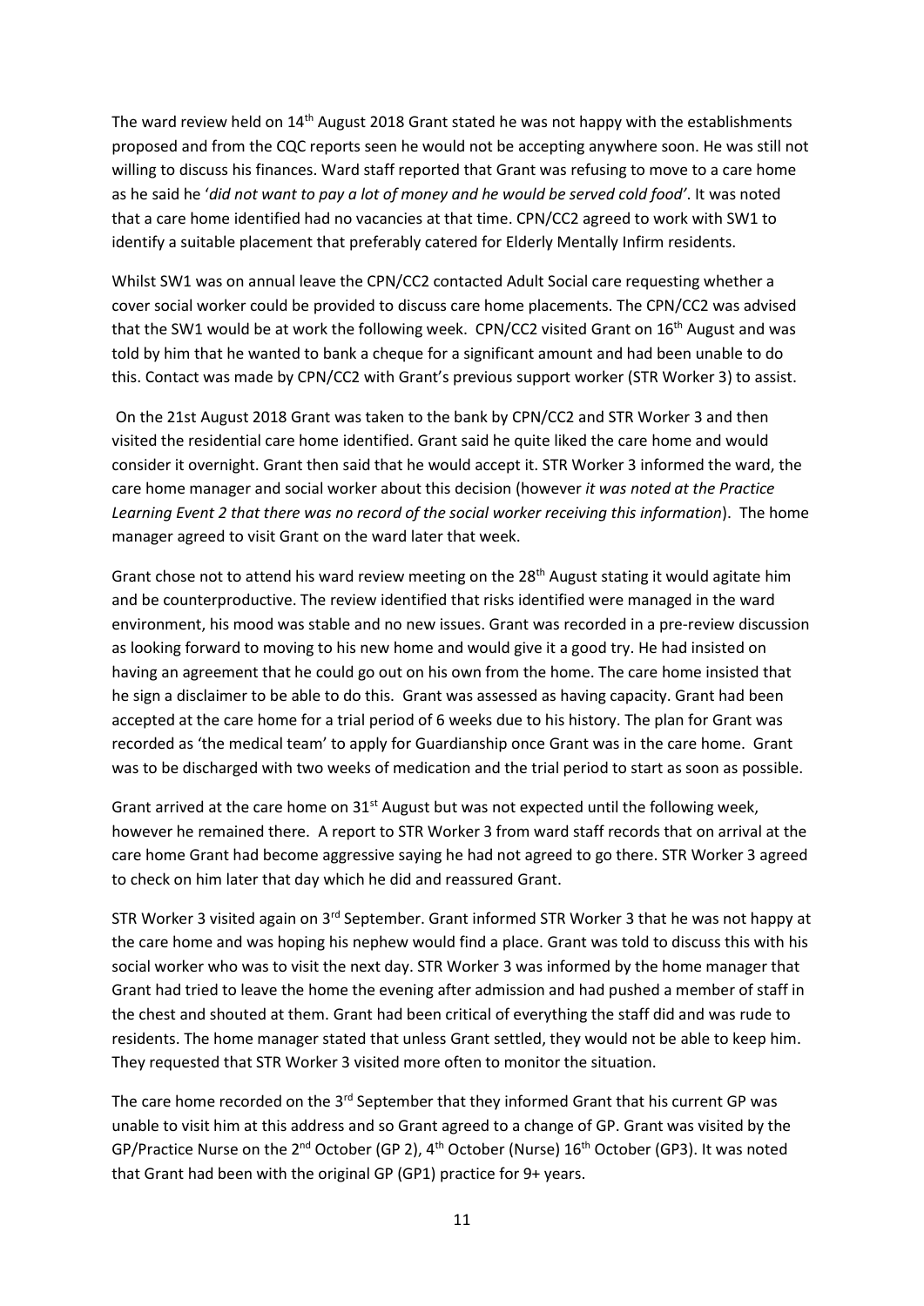The ward review held on 14th August 2018 Grant stated he was not happy with the establishments proposed and from the CQC reports seen he would not be accepting anywhere soon. He was still not willing to discuss his finances. Ward staff reported that Grant was refusing to move to a care home as he said he '*did not want to pay a lot of money and he would be served cold food'*. It was noted that a care home identified had no vacancies at that time. CPN/CC2 agreed to work with SW1 to identify a suitable placement that preferably catered for Elderly Mentally Infirm residents.

Whilst SW1 was on annual leave the CPN/CC2 contacted Adult Social care requesting whether a cover social worker could be provided to discuss care home placements. The CPN/CC2 was advised that the SW1 would be at work the following week. CPN/CC2 visited Grant on 16th August and was told by him that he wanted to bank a cheque for a significant amount and had been unable to do this. Contact was made by CPN/CC2 with Grant's previous support worker (STR Worker 3) to assist.

On the 21st August 2018 Grant was taken to the bank by CPN/CC2 and STR Worker 3 and then visited the residential care home identified. Grant said he quite liked the care home and would consider it overnight. Grant then said that he would accept it. STR Worker 3 informed the ward, the care home manager and social worker about this decision (however *it was noted at the Practice Learning Event 2 that there was no record of the social worker receiving this information*). The home manager agreed to visit Grant on the ward later that week.

Grant chose not to attend his ward review meeting on the 28th August stating it would agitate him and be counterproductive. The review identified that risks identified were managed in the ward environment, his mood was stable and no new issues. Grant was recorded in a pre-review discussion as looking forward to moving to his new home and would give it a good try. He had insisted on having an agreement that he could go out on his own from the home. The care home insisted that he sign a disclaimer to be able to do this. Grant was assessed as having capacity. Grant had been accepted at the care home for a trial period of 6 weeks due to his history. The plan for Grant was recorded as 'the medical team' to apply for Guardianship once Grant was in the care home. Grant was to be discharged with two weeks of medication and the trial period to start as soon as possible.

Grant arrived at the care home on 31st August but was not expected until the following week, however he remained there. A report to STR Worker 3 from ward staff records that on arrival at the care home Grant had become aggressive saying he had not agreed to go there. STR Worker 3 agreed to check on him later that day which he did and reassured Grant.

STR Worker 3 visited again on 3rd September. Grant informed STR Worker 3 that he was not happy at the care home and was hoping his nephew would find a place. Grant was told to discuss this with his social worker who was to visit the next day. STR Worker 3 was informed by the home manager that Grant had tried to leave the home the evening after admission and had pushed a member of staff in the chest and shouted at them. Grant had been critical of everything the staff did and was rude to residents. The home manager stated that unless Grant settled, they would not be able to keep him. They requested that STR Worker 3 visited more often to monitor the situation.

The care home recorded on the 3rd September that they informed Grant that his current GP was unable to visit him at this address and so Grant agreed to a change of GP. Grant was visited by the GP/Practice Nurse on the 2nd October (GP 2), 4th October (Nurse) 16th October (GP3). It was noted that Grant had been with the original GP (GP1) practice for 9+ years.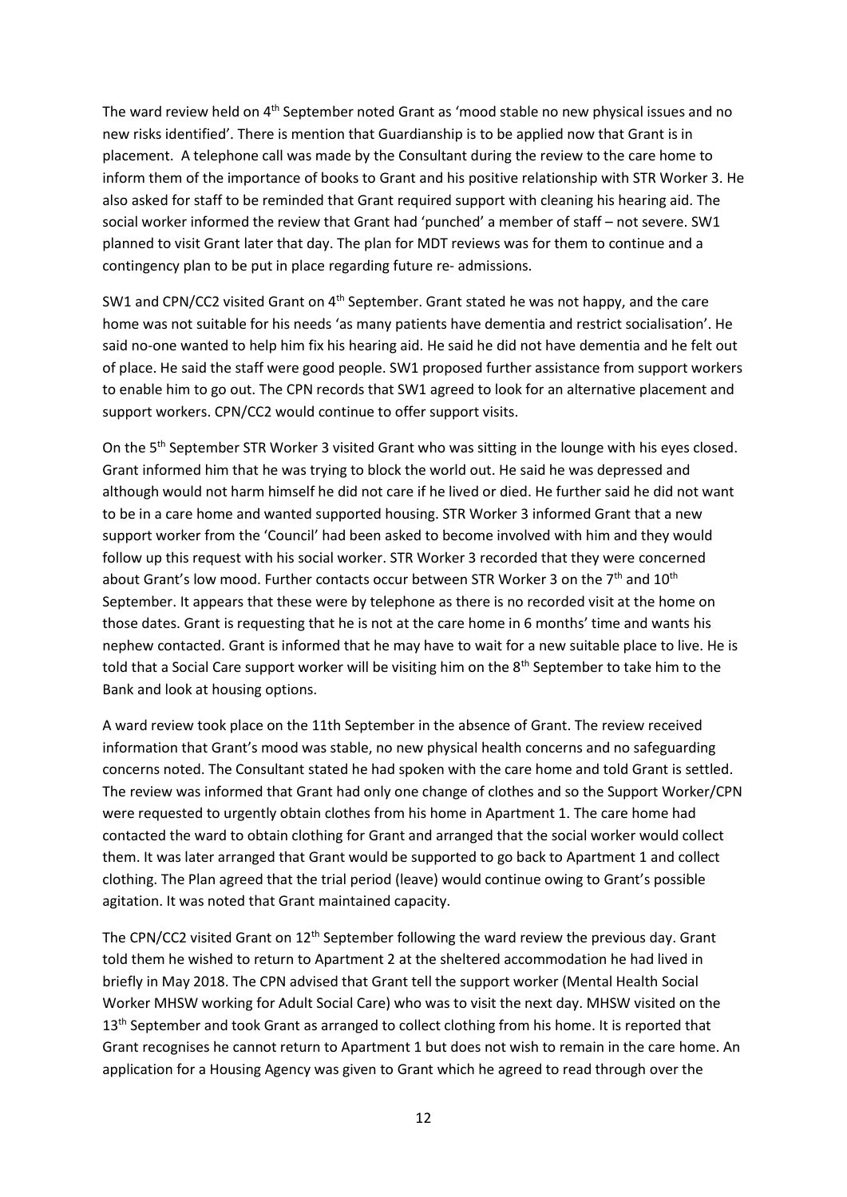The ward review held on 4th September noted Grant as 'mood stable no new physical issues and no new risks identified'. There is mention that Guardianship is to be applied now that Grant is in placement. A telephone call was made by the Consultant during the review to the care home to inform them of the importance of books to Grant and his positive relationship with STR Worker 3. He also asked for staff to be reminded that Grant required support with cleaning his hearing aid. The social worker informed the review that Grant had 'punched' a member of staff – not severe. SW1 planned to visit Grant later that day. The plan for MDT reviews was for them to continue and a contingency plan to be put in place regarding future re- admissions.

SW1 and CPN/CC2 visited Grant on 4th September. Grant stated he was not happy, and the care home was not suitable for his needs 'as many patients have dementia and restrict socialisation'. He said no-one wanted to help him fix his hearing aid. He said he did not have dementia and he felt out of place. He said the staff were good people. SW1 proposed further assistance from support workers to enable him to go out. The CPN records that SW1 agreed to look for an alternative placement and support workers. CPN/CC2 would continue to offer support visits.

On the 5th September STR Worker 3 visited Grant who was sitting in the lounge with his eyes closed. Grant informed him that he was trying to block the world out. He said he was depressed and although would not harm himself he did not care if he lived or died. He further said he did not want to be in a care home and wanted supported housing. STR Worker 3 informed Grant that a new support worker from the 'Council' had been asked to become involved with him and they would follow up this request with his social worker. STR Worker 3 recorded that they were concerned about Grant's low mood. Further contacts occur between STR Worker 3 on the 7th and 10th September. It appears that these were by telephone as there is no recorded visit at the home on those dates. Grant is requesting that he is not at the care home in 6 months' time and wants his nephew contacted. Grant is informed that he may have to wait for a new suitable place to live. He is told that a Social Care support worker will be visiting him on the 8th September to take him to the Bank and look at housing options.

A ward review took place on the 11th September in the absence of Grant. The review received information that Grant's mood was stable, no new physical health concerns and no safeguarding concerns noted. The Consultant stated he had spoken with the care home and told Grant is settled. The review was informed that Grant had only one change of clothes and so the Support Worker/CPN were requested to urgently obtain clothes from his home in Apartment 1. The care home had contacted the ward to obtain clothing for Grant and arranged that the social worker would collect them. It was later arranged that Grant would be supported to go back to Apartment 1 and collect clothing. The Plan agreed that the trial period (leave) would continue owing to Grant's possible agitation. It was noted that Grant maintained capacity.

The CPN/CC2 visited Grant on 12th September following the ward review the previous day. Grant told them he wished to return to Apartment 2 at the sheltered accommodation he had lived in briefly in May 2018. The CPN advised that Grant tell the support worker (Mental Health Social Worker MHSW working for Adult Social Care) who was to visit the next day. MHSW visited on the 13th September and took Grant as arranged to collect clothing from his home. It is reported that Grant recognises he cannot return to Apartment 1 but does not wish to remain in the care home. An application for a Housing Agency was given to Grant which he agreed to read through over the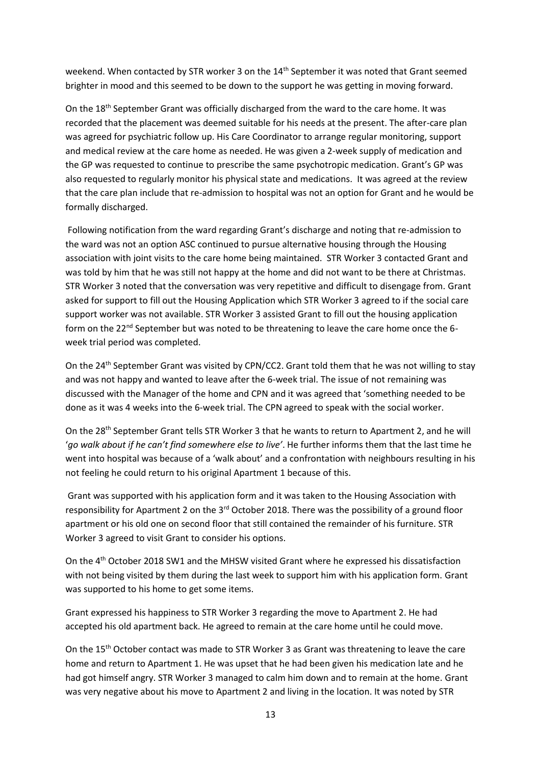weekend. When contacted by STR worker 3 on the 14th September it was noted that Grant seemed brighter in mood and this seemed to be down to the support he was getting in moving forward.

On the 18th September Grant was officially discharged from the ward to the care home. It was recorded that the placement was deemed suitable for his needs at the present. The after-care plan was agreed for psychiatric follow up. His Care Coordinator to arrange regular monitoring, support and medical review at the care home as needed. He was given a 2-week supply of medication and the GP was requested to continue to prescribe the same psychotropic medication. Grant's GP was also requested to regularly monitor his physical state and medications. It was agreed at the review that the care plan include that re-admission to hospital was not an option for Grant and he would be formally discharged.

Following notification from the ward regarding Grant's discharge and noting that re-admission to the ward was not an option ASC continued to pursue alternative housing through the Housing association with joint visits to the care home being maintained. STR Worker 3 contacted Grant and was told by him that he was still not happy at the home and did not want to be there at Christmas. STR Worker 3 noted that the conversation was very repetitive and difficult to disengage from. Grant asked for support to fill out the Housing Application which STR Worker 3 agreed to if the social care support worker was not available. STR Worker 3 assisted Grant to fill out the housing application form on the 22nd September but was noted to be threatening to leave the care home once the 6-week trial period was completed.

On the 24th September Grant was visited by CPN/CC2. Grant told them that he was not willing to stay and was not happy and wanted to leave after the 6-week trial. The issue of not remaining was discussed with the Manager of the home and CPN and it was agreed that 'something needed to be done as it was 4 weeks into the 6-week trial. The CPN agreed to speak with the social worker.

On the 28th September Grant tells STR Worker 3 that he wants to return to Apartment 2, and he will '*go walk about if he can't find somewhere else to live'*. He further informs them that the last time he went into hospital was because of a 'walk about' and a confrontation with neighbours resulting in his not feeling he could return to his original Apartment 1 because of this.

Grant was supported with his application form and it was taken to the Housing Association with responsibility for Apartment 2 on the 3rd October 2018. There was the possibility of a ground floor apartment or his old one on second floor that still contained the remainder of his furniture. STR Worker 3 agreed to visit Grant to consider his options.

On the 4th October 2018 SW1 and the MHSW visited Grant where he expressed his dissatisfaction with not being visited by them during the last week to support him with his application form. Grant was supported to his home to get some items.

Grant expressed his happiness to STR Worker 3 regarding the move to Apartment 2. He had accepted his old apartment back. He agreed to remain at the care home until he could move.

On the 15th October contact was made to STR Worker 3 as Grant was threatening to leave the care home and return to Apartment 1. He was upset that he had been given his medication late and he had got himself angry. STR Worker 3 managed to calm him down and to remain at the home. Grant was very negative about his move to Apartment 2 and living in the location. It was noted by STR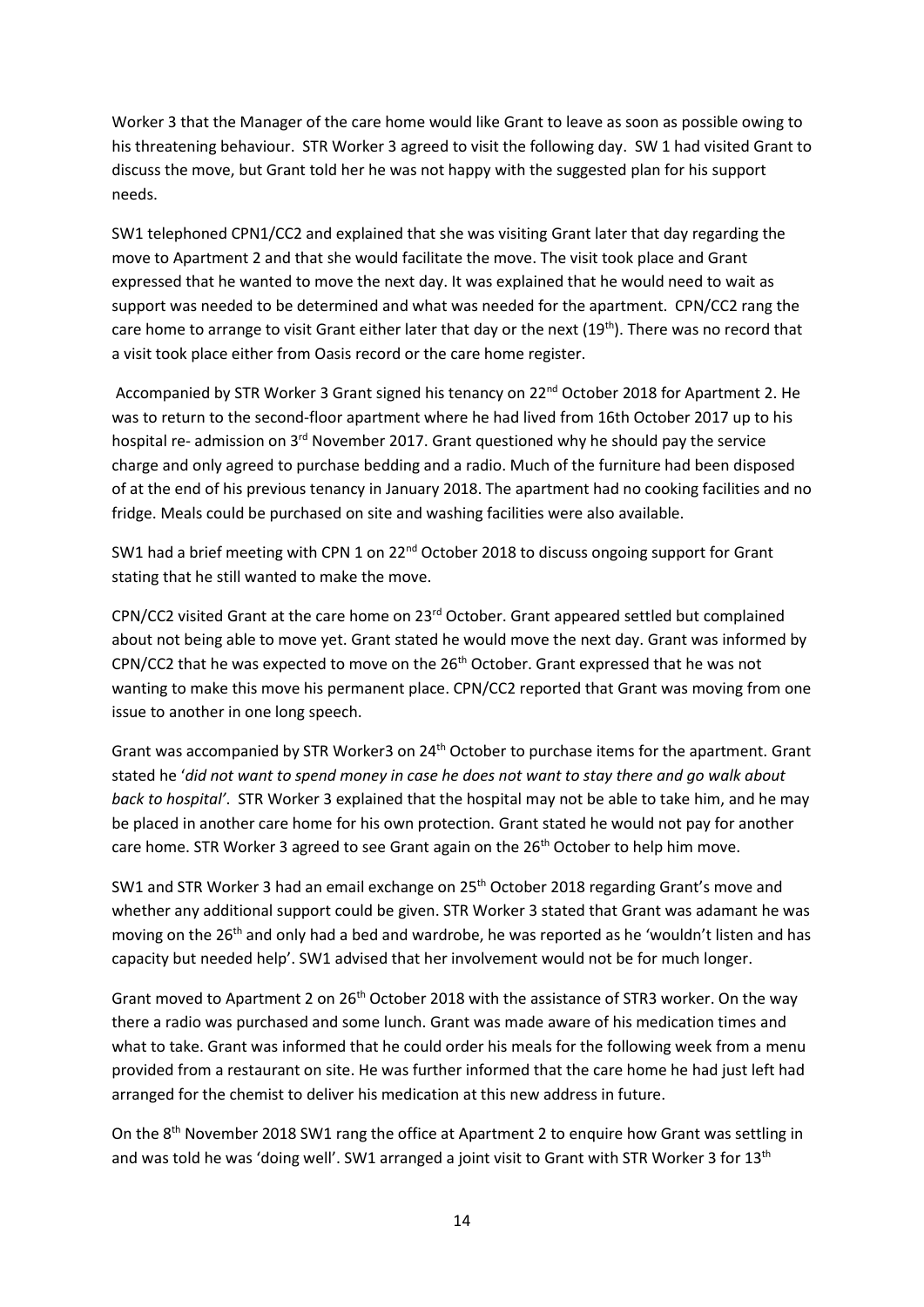Worker 3 that the Manager of the care home would like Grant to leave as soon as possible owing to his threatening behaviour. STR Worker 3 agreed to visit the following day. SW 1 had visited Grant to discuss the move, but Grant told her he was not happy with the suggested plan for his support needs.

SW1 telephoned CPN1/CC2 and explained that she was visiting Grant later that day regarding the move to Apartment 2 and that she would facilitate the move. The visit took place and Grant expressed that he wanted to move the next day. It was explained that he would need to wait as support was needed to be determined and what was needed for the apartment. CPN/CC2 rang the care home to arrange to visit Grant either later that day or the next (19th). There was no record that a visit took place either from Oasis record or the care home register.

Accompanied by STR Worker 3 Grant signed his tenancy on 22nd October 2018 for Apartment 2. He was to return to the second-floor apartment where he had lived from 16th October 2017 up to his hospital re- admission on 3rd November 2017. Grant questioned why he should pay the service charge and only agreed to purchase bedding and a radio. Much of the furniture had been disposed of at the end of his previous tenancy in January 2018. The apartment had no cooking facilities and no fridge. Meals could be purchased on site and washing facilities were also available.

SW1 had a brief meeting with CPN 1 on 22nd October 2018 to discuss ongoing support for Grant stating that he still wanted to make the move.

CPN/CC2 visited Grant at the care home on 23rd October. Grant appeared settled but complained about not being able to move yet. Grant stated he would move the next day. Grant was informed by CPN/CC2 that he was expected to move on the 26th October. Grant expressed that he was not wanting to make this move his permanent place. CPN/CC2 reported that Grant was moving from one issue to another in one long speech.

Grant was accompanied by STR Worker3 on 24th October to purchase items for the apartment. Grant stated he '*did not want to spend money in case he does not want to stay there and go walk about back to hospital'*. STR Worker 3 explained that the hospital may not be able to take him, and he may be placed in another care home for his own protection. Grant stated he would not pay for another care home. STR Worker 3 agreed to see Grant again on the 26th October to help him move.

SW1 and STR Worker 3 had an email exchange on 25th October 2018 regarding Grant's move and whether any additional support could be given. STR Worker 3 stated that Grant was adamant he was moving on the 26th and only had a bed and wardrobe, he was reported as he 'wouldn't listen and has capacity but needed help'. SW1 advised that her involvement would not be for much longer.

Grant moved to Apartment 2 on 26th October 2018 with the assistance of STR3 worker. On the way there a radio was purchased and some lunch. Grant was made aware of his medication times and what to take. Grant was informed that he could order his meals for the following week from a menu provided from a restaurant on site. He was further informed that the care home he had just left had arranged for the chemist to deliver his medication at this new address in future.

On the 8th November 2018 SW1 rang the office at Apartment 2 to enquire how Grant was settling in and was told he was 'doing well'. SW1 arranged a joint visit to Grant with STR Worker 3 for 13th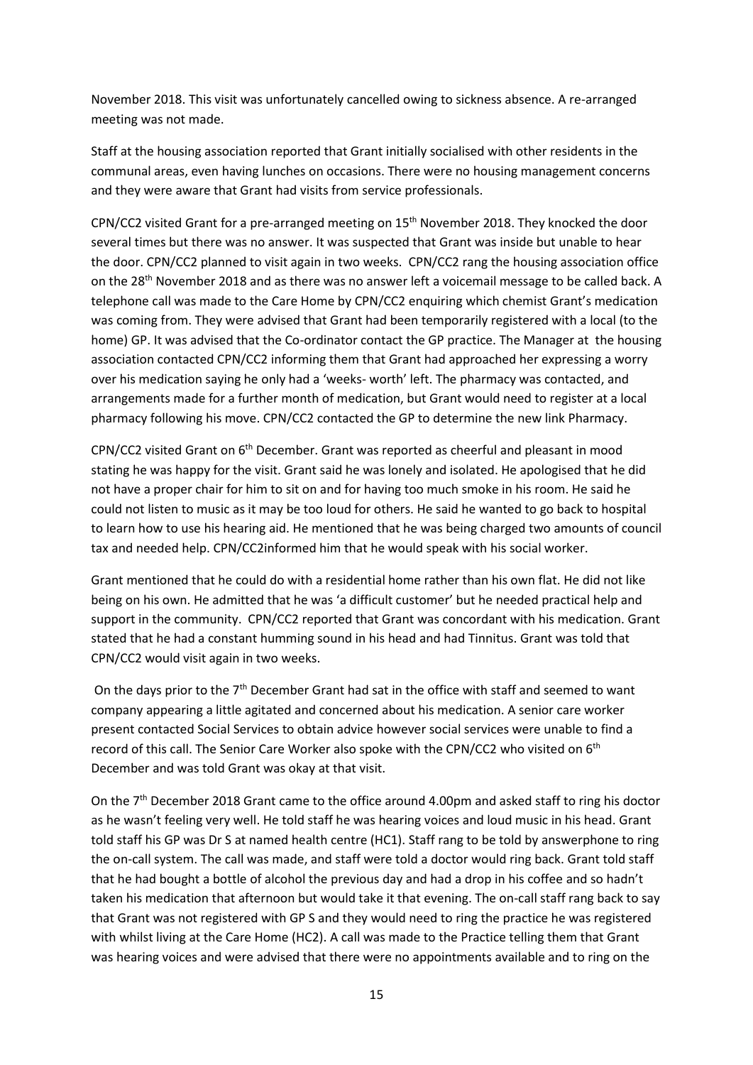November 2018. This visit was unfortunately cancelled owing to sickness absence. A re-arranged meeting was not made.

Staff at the housing association reported that Grant initially socialised with other residents in the communal areas, even having lunches on occasions. There were no housing management concerns and they were aware that Grant had visits from service professionals.

CPN/CC2 visited Grant for a pre-arranged meeting on 15th November 2018. They knocked the door several times but there was no answer. It was suspected that Grant was inside but unable to hear the door. CPN/CC2 planned to visit again in two weeks. CPN/CC2 rang the housing association office on the 28th November 2018 and as there was no answer left a voicemail message to be called back. A telephone call was made to the Care Home by CPN/CC2 enquiring which chemist Grant's medication was coming from. They were advised that Grant had been temporarily registered with a local (to the home) GP. It was advised that the Co-ordinator contact the GP practice. The Manager at the housing association contacted CPN/CC2 informing them that Grant had approached her expressing a worry over his medication saying he only had a 'weeks- worth' left. The pharmacy was contacted, and arrangements made for a further month of medication, but Grant would need to register at a local pharmacy following his move. CPN/CC2 contacted the GP to determine the new link Pharmacy.

CPN/CC2 visited Grant on 6th December. Grant was reported as cheerful and pleasant in mood stating he was happy for the visit. Grant said he was lonely and isolated. He apologised that he did not have a proper chair for him to sit on and for having too much smoke in his room. He said he could not listen to music as it may be too loud for others. He said he wanted to go back to hospital to learn how to use his hearing aid. He mentioned that he was being charged two amounts of council tax and needed help. CPN/CC2informed him that he would speak with his social worker.

Grant mentioned that he could do with a residential home rather than his own flat. He did not like being on his own. He admitted that he was 'a difficult customer' but he needed practical help and support in the community. CPN/CC2 reported that Grant was concordant with his medication. Grant stated that he had a constant humming sound in his head and had Tinnitus. Grant was told that CPN/CC2 would visit again in two weeks.

On the days prior to the 7th December Grant had sat in the office with staff and seemed to want company appearing a little agitated and concerned about his medication. A senior care worker present contacted Social Services to obtain advice however social services were unable to find a record of this call. The Senior Care Worker also spoke with the CPN/CC2 who visited on 6th December and was told Grant was okay at that visit.

On the 7th December 2018 Grant came to the office around 4.00pm and asked staff to ring his doctor as he wasn't feeling very well. He told staff he was hearing voices and loud music in his head. Grant told staff his GP was Dr S at named health centre (HC1). Staff rang to be told by answerphone to ring the on-call system. The call was made, and staff were told a doctor would ring back. Grant told staff that he had bought a bottle of alcohol the previous day and had a drop in his coffee and so hadn't taken his medication that afternoon but would take it that evening. The on-call staff rang back to say that Grant was not registered with GP S and they would need to ring the practice he was registered with whilst living at the Care Home (HC2). A call was made to the Practice telling them that Grant was hearing voices and were advised that there were no appointments available and to ring on the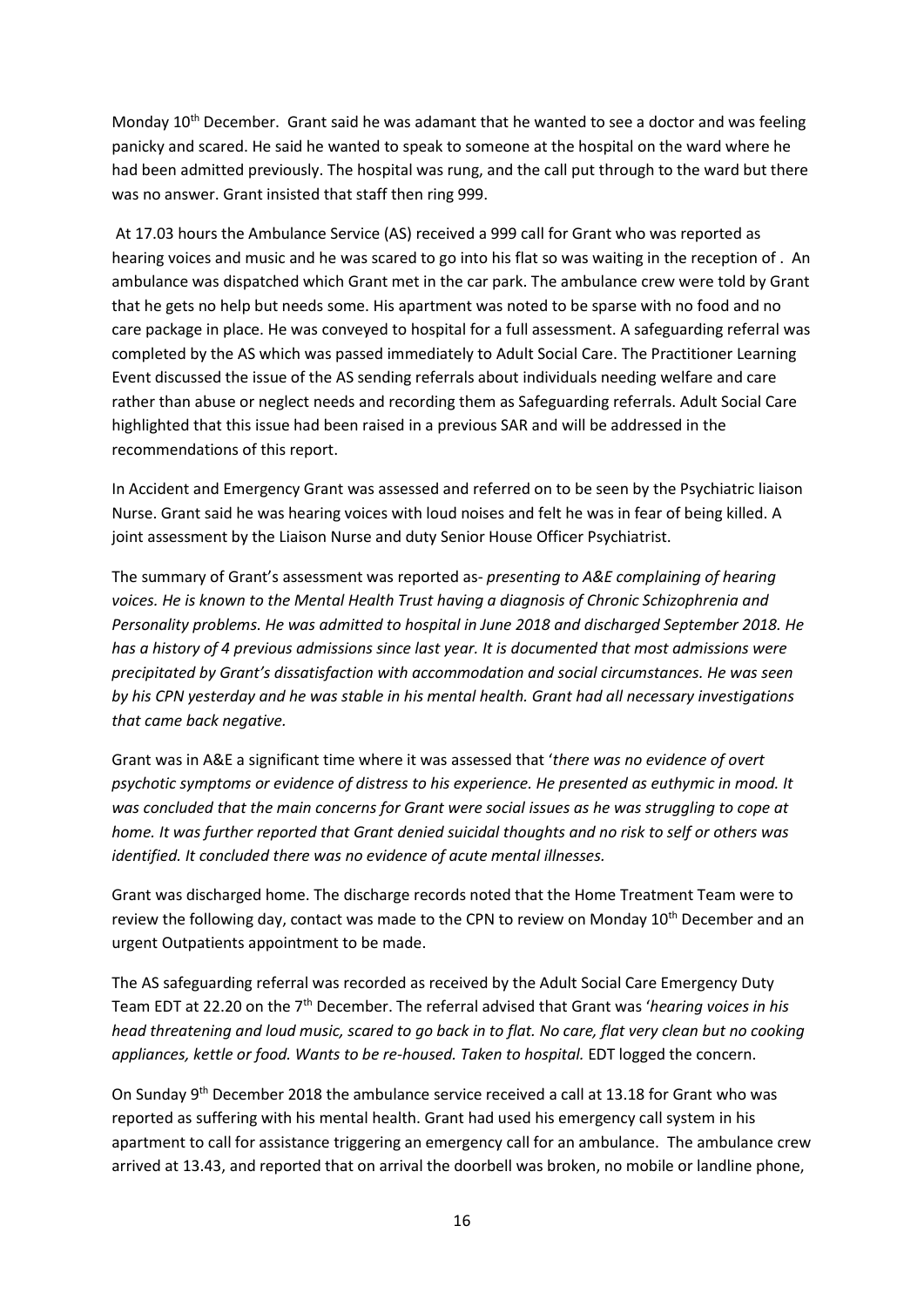Monday 10th December. Grant said he was adamant that he wanted to see a doctor and was feeling panicky and scared. He said he wanted to speak to someone at the hospital on the ward where he had been admitted previously. The hospital was rung, and the call put through to the ward but there was no answer. Grant insisted that staff then ring 999.

At 17.03 hours the Ambulance Service (AS) received a 999 call for Grant who was reported as hearing voices and music and he was scared to go into his flat so was waiting in the reception of . An ambulance was dispatched which Grant met in the car park. The ambulance crew were told by Grant that he gets no help but needs some. His apartment was noted to be sparse with no food and no care package in place. He was conveyed to hospital for a full assessment. A safeguarding referral was completed by the AS which was passed immediately to Adult Social Care. The Practitioner Learning Event discussed the issue of the AS sending referrals about individuals needing welfare and care rather than abuse or neglect needs and recording them as Safeguarding referrals. Adult Social Care highlighted that this issue had been raised in a previous SAR and will be addressed in the recommendations of this report.

In Accident and Emergency Grant was assessed and referred on to be seen by the Psychiatric liaison Nurse. Grant said he was hearing voices with loud noises and felt he was in fear of being killed. A joint assessment by the Liaison Nurse and duty Senior House Officer Psychiatrist.

The summary of Grant's assessment was reported as- *presenting to A&E complaining of hearing voices. He is known to the Mental Health Trust having a diagnosis of Chronic Schizophrenia and Personality problems. He was admitted to hospital in June 2018 and discharged September 2018. He has a history of 4 previous admissions since last year. It is documented that most admissions were precipitated by Grant's dissatisfaction with accommodation and social circumstances. He was seen by his CPN yesterday and he was stable in his mental health. Grant had all necessary investigations that came back negative.*

Grant was in A&E a significant time where it was assessed that '*there was no evidence of overt psychotic symptoms or evidence of distress to his experience. He presented as euthymic in mood. It was concluded that the main concerns for Grant were social issues as he was struggling to cope at home. It was further reported that Grant denied suicidal thoughts and no risk to self or others was identified. It concluded there was no evidence of acute mental illnesses.*

Grant was discharged home. The discharge records noted that the Home Treatment Team were to review the following day, contact was made to the CPN to review on Monday 10th December and an urgent Outpatients appointment to be made.

The AS safeguarding referral was recorded as received by the Adult Social Care Emergency Duty Team EDT at 22.20 on the 7th December. The referral advised that Grant was '*hearing voices in his head threatening and loud music, scared to go back in to flat. No care, flat very clean but no cooking appliances, kettle or food. Wants to be re-housed. Taken to hospital.* EDT logged the concern.

On Sunday 9th December 2018 the ambulance service received a call at 13.18 for Grant who was reported as suffering with his mental health. Grant had used his emergency call system in his apartment to call for assistance triggering an emergency call for an ambulance. The ambulance crew arrived at 13.43, and reported that on arrival the doorbell was broken, no mobile or landline phone,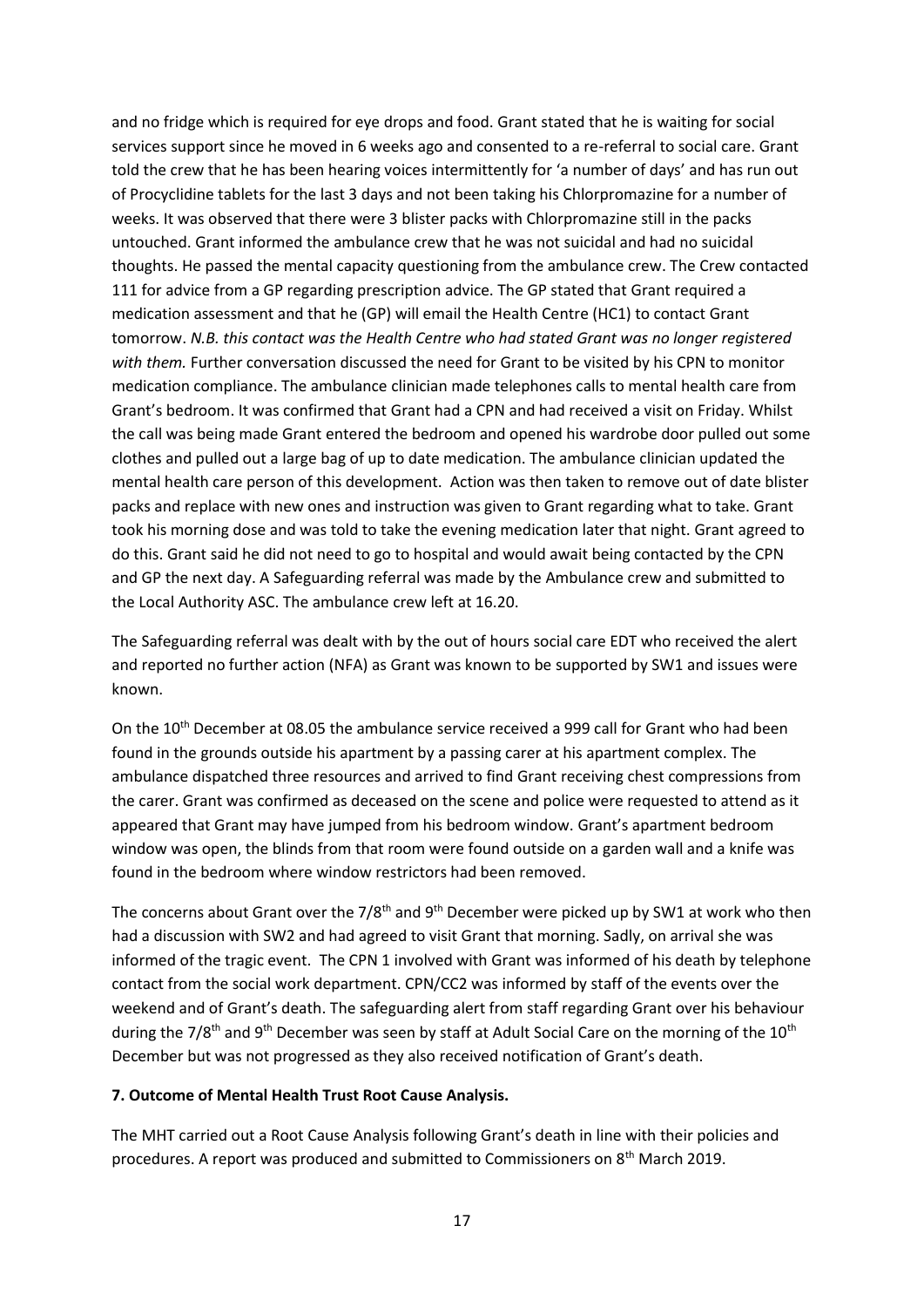and no fridge which is required for eye drops and food. Grant stated that he is waiting for social services support since he moved in 6 weeks ago and consented to a re-referral to social care. Grant told the crew that he has been hearing voices intermittently for 'a number of days' and has run out of Procyclidine tablets for the last 3 days and not been taking his Chlorpromazine for a number of weeks. It was observed that there were 3 blister packs with Chlorpromazine still in the packs untouched. Grant informed the ambulance crew that he was not suicidal and had no suicidal thoughts. He passed the mental capacity questioning from the ambulance crew. The Crew contacted 111 for advice from a GP regarding prescription advice. The GP stated that Grant required a medication assessment and that he (GP) will email the Health Centre (HC1) to contact Grant tomorrow. *N.B. this contact was the Health Centre who had stated Grant was no longer registered with them.* Further conversation discussed the need for Grant to be visited by his CPN to monitor medication compliance. The ambulance clinician made telephones calls to mental health care from Grant's bedroom. It was confirmed that Grant had a CPN and had received a visit on Friday. Whilst the call was being made Grant entered the bedroom and opened his wardrobe door pulled out some clothes and pulled out a large bag of up to date medication. The ambulance clinician updated the mental health care person of this development. Action was then taken to remove out of date blister packs and replace with new ones and instruction was given to Grant regarding what to take. Grant took his morning dose and was told to take the evening medication later that night. Grant agreed to do this. Grant said he did not need to go to hospital and would await being contacted by the CPN and GP the next day. A Safeguarding referral was made by the Ambulance crew and submitted to the Local Authority ASC. The ambulance crew left at 16.20.

The Safeguarding referral was dealt with by the out of hours social care EDT who received the alert and reported no further action (NFA) as Grant was known to be supported by SW1 and issues were known.

On the 10th December at 08.05 the ambulance service received a 999 call for Grant who had been found in the grounds outside his apartment by a passing carer at his apartment complex. The ambulance dispatched three resources and arrived to find Grant receiving chest compressions from the carer. Grant was confirmed as deceased on the scene and police were requested to attend as it appeared that Grant may have jumped from his bedroom window. Grant's apartment bedroom window was open, the blinds from that room were found outside on a garden wall and a knife was found in the bedroom where window restrictors had been removed.

The concerns about Grant over the 7/8th and 9th December were picked up by SW1 at work who then had a discussion with SW2 and had agreed to visit Grant that morning. Sadly, on arrival she was informed of the tragic event. The CPN 1 involved with Grant was informed of his death by telephone contact from the social work department. CPN/CC2 was informed by staff of the events over the weekend and of Grant's death. The safeguarding alert from staff regarding Grant over his behaviour during the 7/8th and 9th December was seen by staff at Adult Social Care on the morning of the 10th December but was not progressed as they also received notification of Grant's death.

### 7. Outcome of Mental Health Trust Root Cause Analysis.

The MHT carried out a Root Cause Analysis following Grant's death in line with their policies and procedures. A report was produced and submitted to Commissioners on 8th March 2019.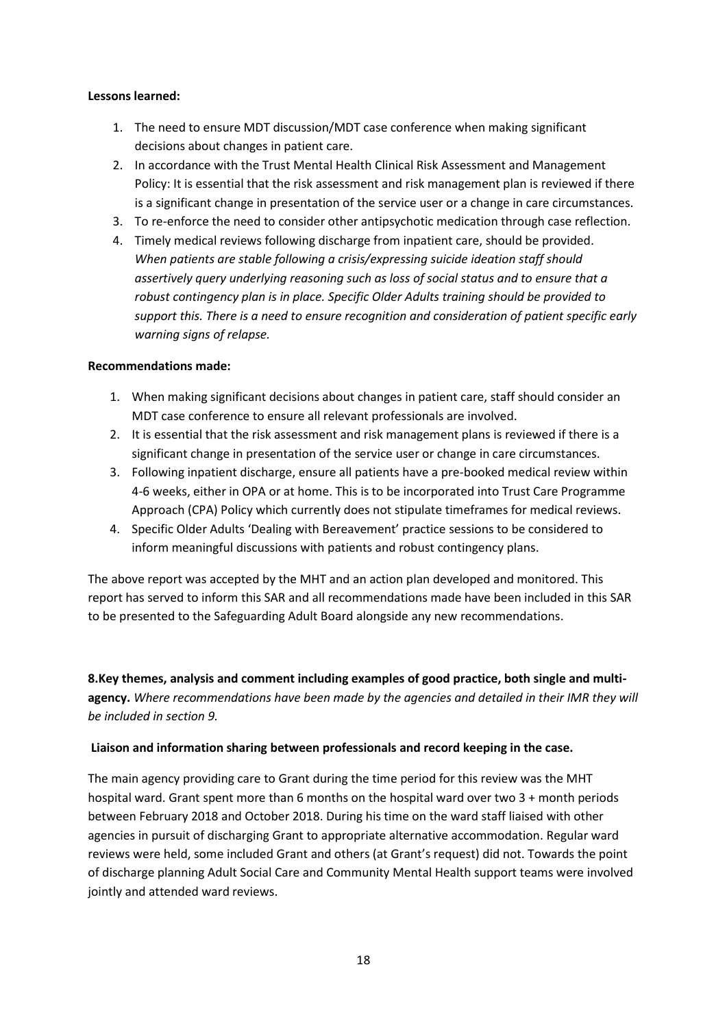**Lessons learned:**

1. The need to ensure MDT discussion/MDT case conference when making significant decisions about changes in patient care.
2. In accordance with the Trust Mental Health Clinical Risk Assessment and Management Policy: It is essential that the risk assessment and risk management plan is reviewed if there is a significant change in presentation of the service user or a change in care circumstances.
3. To re-enforce the need to consider other antipsychotic medication through case reflection.
4. Timely medical reviews following discharge from inpatient care, should be provided. *When patients are stable following a crisis/expressing suicide ideation staff should assertively query underlying reasoning such as loss of social status and to ensure that a robust contingency plan is in place. Specific Older Adults training should be provided to support this. There is a need to ensure recognition and consideration of patient specific early warning signs of relapse.*

**Recommendations made:**

1. When making significant decisions about changes in patient care, staff should consider an MDT case conference to ensure all relevant professionals are involved.
2. It is essential that the risk assessment and risk management plans is reviewed if there is a significant change in presentation of the service user or change in care circumstances.
3. Following inpatient discharge, ensure all patients have a pre-booked medical review within 4-6 weeks, either in OPA or at home. This is to be incorporated into Trust Care Programme Approach (CPA) Policy which currently does not stipulate timeframes for medical reviews.
4. Specific Older Adults 'Dealing with Bereavement' practice sessions to be considered to inform meaningful discussions with patients and robust contingency plans.

The above report was accepted by the MHT and an action plan developed and monitored. This report has served to inform this SAR and all recommendations made have been included in this SAR to be presented to the Safeguarding Adult Board alongside any new recommendations.

**8.Key themes, analysis and comment including examples of good practice, both single and multi-agency.** *Where recommendations have been made by the agencies and detailed in their IMR they will be included in section 9.*

**Liaison and information sharing between professionals and record keeping in the case.**

The main agency providing care to Grant during the time period for this review was the MHT hospital ward. Grant spent more than 6 months on the hospital ward over two 3 + month periods between February 2018 and October 2018. During his time on the ward staff liaised with other agencies in pursuit of discharging Grant to appropriate alternative accommodation. Regular ward reviews were held, some included Grant and others (at Grant's request) did not. Towards the point of discharge planning Adult Social Care and Community Mental Health support teams were involved jointly and attended ward reviews.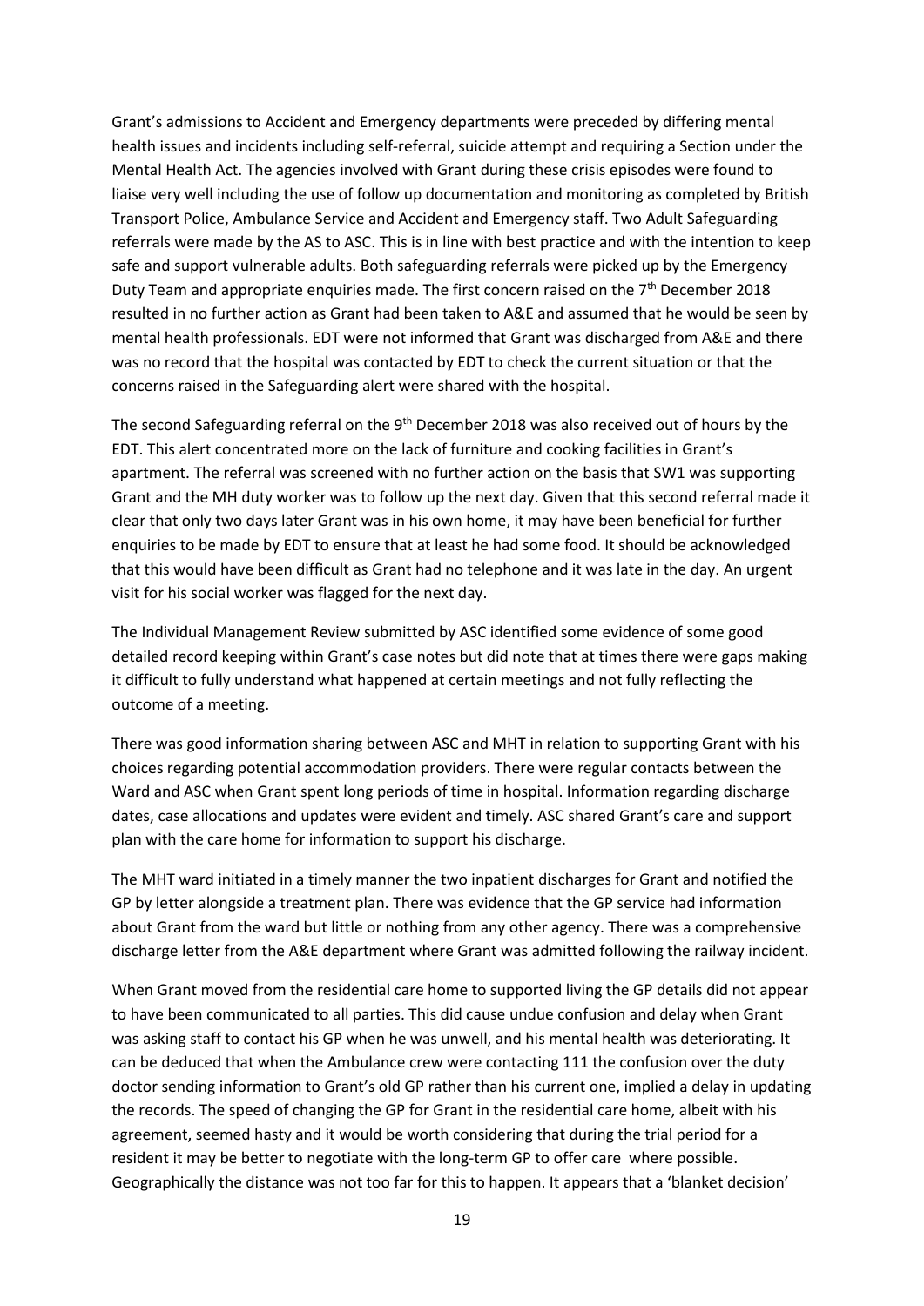Grant's admissions to Accident and Emergency departments were preceded by differing mental health issues and incidents including self-referral, suicide attempt and requiring a Section under the Mental Health Act. The agencies involved with Grant during these crisis episodes were found to liaise very well including the use of follow up documentation and monitoring as completed by British Transport Police, Ambulance Service and Accident and Emergency staff. Two Adult Safeguarding referrals were made by the AS to ASC. This is in line with best practice and with the intention to keep safe and support vulnerable adults. Both safeguarding referrals were picked up by the Emergency Duty Team and appropriate enquiries made. The first concern raised on the 7th December 2018 resulted in no further action as Grant had been taken to A&E and assumed that he would be seen by mental health professionals. EDT were not informed that Grant was discharged from A&E and there was no record that the hospital was contacted by EDT to check the current situation or that the concerns raised in the Safeguarding alert were shared with the hospital.

The second Safeguarding referral on the 9th December 2018 was also received out of hours by the EDT. This alert concentrated more on the lack of furniture and cooking facilities in Grant's apartment. The referral was screened with no further action on the basis that SW1 was supporting Grant and the MH duty worker was to follow up the next day. Given that this second referral made it clear that only two days later Grant was in his own home, it may have been beneficial for further enquiries to be made by EDT to ensure that at least he had some food. It should be acknowledged that this would have been difficult as Grant had no telephone and it was late in the day. An urgent visit for his social worker was flagged for the next day.

The Individual Management Review submitted by ASC identified some evidence of some good detailed record keeping within Grant's case notes but did note that at times there were gaps making it difficult to fully understand what happened at certain meetings and not fully reflecting the outcome of a meeting.

There was good information sharing between ASC and MHT in relation to supporting Grant with his choices regarding potential accommodation providers. There were regular contacts between the Ward and ASC when Grant spent long periods of time in hospital. Information regarding discharge dates, case allocations and updates were evident and timely. ASC shared Grant's care and support plan with the care home for information to support his discharge.

The MHT ward initiated in a timely manner the two inpatient discharges for Grant and notified the GP by letter alongside a treatment plan. There was evidence that the GP service had information about Grant from the ward but little or nothing from any other agency. There was a comprehensive discharge letter from the A&E department where Grant was admitted following the railway incident.

When Grant moved from the residential care home to supported living the GP details did not appear to have been communicated to all parties. This did cause undue confusion and delay when Grant was asking staff to contact his GP when he was unwell, and his mental health was deteriorating. It can be deduced that when the Ambulance crew were contacting 111 the confusion over the duty doctor sending information to Grant's old GP rather than his current one, implied a delay in updating the records. The speed of changing the GP for Grant in the residential care home, albeit with his agreement, seemed hasty and it would be worth considering that during the trial period for a resident it may be better to negotiate with the long-term GP to offer care where possible. Geographically the distance was not too far for this to happen. It appears that a 'blanket decision'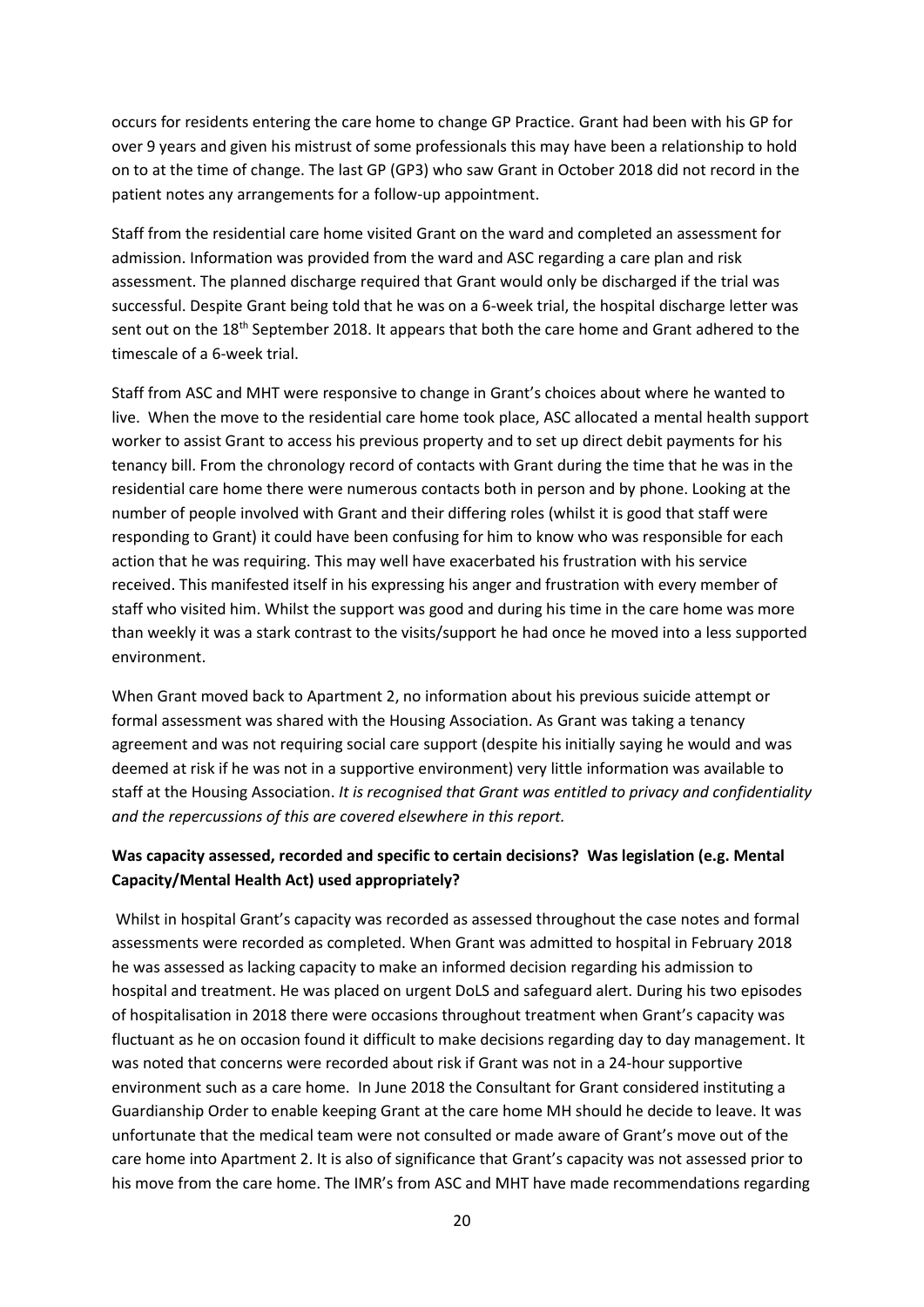occurs for residents entering the care home to change GP Practice. Grant had been with his GP for over 9 years and given his mistrust of some professionals this may have been a relationship to hold on to at the time of change. The last GP (GP3) who saw Grant in October 2018 did not record in the patient notes any arrangements for a follow-up appointment.

Staff from the residential care home visited Grant on the ward and completed an assessment for admission. Information was provided from the ward and ASC regarding a care plan and risk assessment. The planned discharge required that Grant would only be discharged if the trial was successful. Despite Grant being told that he was on a 6-week trial, the hospital discharge letter was sent out on the 18th September 2018. It appears that both the care home and Grant adhered to the timescale of a 6-week trial.

Staff from ASC and MHT were responsive to change in Grant's choices about where he wanted to live. When the move to the residential care home took place, ASC allocated a mental health support worker to assist Grant to access his previous property and to set up direct debit payments for his tenancy bill. From the chronology record of contacts with Grant during the time that he was in the residential care home there were numerous contacts both in person and by phone. Looking at the number of people involved with Grant and their differing roles (whilst it is good that staff were responding to Grant) it could have been confusing for him to know who was responsible for each action that he was requiring. This may well have exacerbated his frustration with his service received. This manifested itself in his expressing his anger and frustration with every member of staff who visited him. Whilst the support was good and during his time in the care home was more than weekly it was a stark contrast to the visits/support he had once he moved into a less supported environment.

When Grant moved back to Apartment 2, no information about his previous suicide attempt or formal assessment was shared with the Housing Association. As Grant was taking a tenancy agreement and was not requiring social care support (despite his initially saying he would and was deemed at risk if he was not in a supportive environment) very little information was available to staff at the Housing Association. *It is recognised that Grant was entitled to privacy and confidentiality and the repercussions of this are covered elsewhere in this report.*

**Was capacity assessed, recorded and specific to certain decisions? Was legislation (e.g. Mental Capacity/Mental Health Act) used appropriately?**

Whilst in hospital Grant's capacity was recorded as assessed throughout the case notes and formal assessments were recorded as completed. When Grant was admitted to hospital in February 2018 he was assessed as lacking capacity to make an informed decision regarding his admission to hospital and treatment. He was placed on urgent DoLS and safeguard alert. During his two episodes of hospitalisation in 2018 there were occasions throughout treatment when Grant's capacity was fluctuant as he on occasion found it difficult to make decisions regarding day to day management. It was noted that concerns were recorded about risk if Grant was not in a 24-hour supportive environment such as a care home. In June 2018 the Consultant for Grant considered instituting a Guardianship Order to enable keeping Grant at the care home MH should he decide to leave. It was unfortunate that the medical team were not consulted or made aware of Grant's move out of the care home into Apartment 2. It is also of significance that Grant's capacity was not assessed prior to his move from the care home. The IMR's from ASC and MHT have made recommendations regarding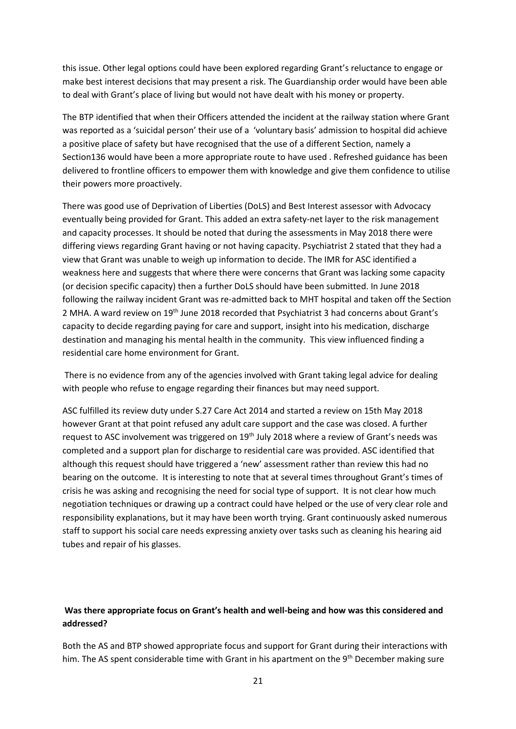this issue. Other legal options could have been explored regarding Grant's reluctance to engage or make best interest decisions that may present a risk. The Guardianship order would have been able to deal with Grant's place of living but would not have dealt with his money or property.

The BTP identified that when their Officers attended the incident at the railway station where Grant was reported as a 'suicidal person' their use of a 'voluntary basis' admission to hospital did achieve a positive place of safety but have recognised that the use of a different Section, namely a Section136 would have been a more appropriate route to have used . Refreshed guidance has been delivered to frontline officers to empower them with knowledge and give them confidence to utilise their powers more proactively.

There was good use of Deprivation of Liberties (DoLS) and Best Interest assessor with Advocacy eventually being provided for Grant. This added an extra safety-net layer to the risk management and capacity processes. It should be noted that during the assessments in May 2018 there were differing views regarding Grant having or not having capacity. Psychiatrist 2 stated that they had a view that Grant was unable to weigh up information to decide. The IMR for ASC identified a weakness here and suggests that where there were concerns that Grant was lacking some capacity (or decision specific capacity) then a further DoLS should have been submitted. In June 2018 following the railway incident Grant was re-admitted back to MHT hospital and taken off the Section 2 MHA. A ward review on 19th June 2018 recorded that Psychiatrist 3 had concerns about Grant's capacity to decide regarding paying for care and support, insight into his medication, discharge destination and managing his mental health in the community. This view influenced finding a residential care home environment for Grant.

There is no evidence from any of the agencies involved with Grant taking legal advice for dealing with people who refuse to engage regarding their finances but may need support.

ASC fulfilled its review duty under S.27 Care Act 2014 and started a review on 15th May 2018 however Grant at that point refused any adult care support and the case was closed. A further request to ASC involvement was triggered on 19th July 2018 where a review of Grant's needs was completed and a support plan for discharge to residential care was provided. ASC identified that although this request should have triggered a 'new' assessment rather than review this had no bearing on the outcome. It is interesting to note that at several times throughout Grant's times of crisis he was asking and recognising the need for social type of support. It is not clear how much negotiation techniques or drawing up a contract could have helped or the use of very clear role and responsibility explanations, but it may have been worth trying. Grant continuously asked numerous staff to support his social care needs expressing anxiety over tasks such as cleaning his hearing aid tubes and repair of his glasses.

**Was there appropriate focus on Grant's health and well-being and how was this considered and addressed?**

Both the AS and BTP showed appropriate focus and support for Grant during their interactions with him. The AS spent considerable time with Grant in his apartment on the 9th December making sure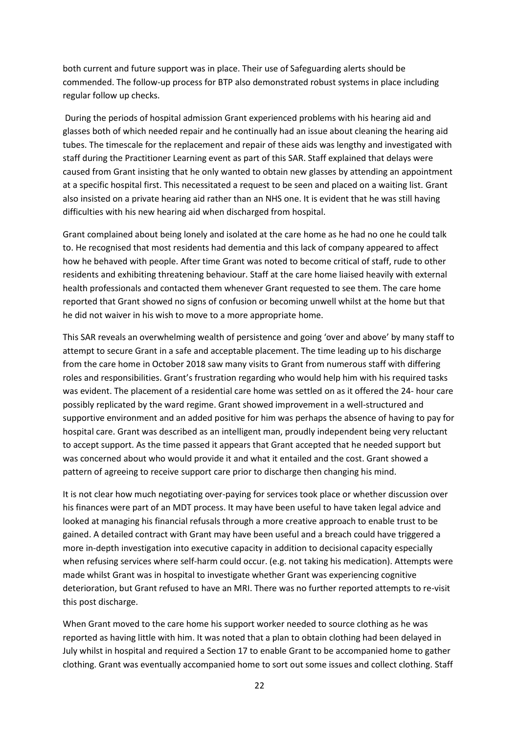both current and future support was in place. Their use of Safeguarding alerts should be commended. The follow-up process for BTP also demonstrated robust systems in place including regular follow up checks.

During the periods of hospital admission Grant experienced problems with his hearing aid and glasses both of which needed repair and he continually had an issue about cleaning the hearing aid tubes. The timescale for the replacement and repair of these aids was lengthy and investigated with staff during the Practitioner Learning event as part of this SAR. Staff explained that delays were caused from Grant insisting that he only wanted to obtain new glasses by attending an appointment at a specific hospital first. This necessitated a request to be seen and placed on a waiting list. Grant also insisted on a private hearing aid rather than an NHS one. It is evident that he was still having difficulties with his new hearing aid when discharged from hospital.

Grant complained about being lonely and isolated at the care home as he had no one he could talk to. He recognised that most residents had dementia and this lack of company appeared to affect how he behaved with people. After time Grant was noted to become critical of staff, rude to other residents and exhibiting threatening behaviour. Staff at the care home liaised heavily with external health professionals and contacted them whenever Grant requested to see them. The care home reported that Grant showed no signs of confusion or becoming unwell whilst at the home but that he did not waiver in his wish to move to a more appropriate home.

This SAR reveals an overwhelming wealth of persistence and going 'over and above' by many staff to attempt to secure Grant in a safe and acceptable placement. The time leading up to his discharge from the care home in October 2018 saw many visits to Grant from numerous staff with differing roles and responsibilities. Grant's frustration regarding who would help him with his required tasks was evident. The placement of a residential care home was settled on as it offered the 24- hour care possibly replicated by the ward regime. Grant showed improvement in a well-structured and supportive environment and an added positive for him was perhaps the absence of having to pay for hospital care. Grant was described as an intelligent man, proudly independent being very reluctant to accept support. As the time passed it appears that Grant accepted that he needed support but was concerned about who would provide it and what it entailed and the cost. Grant showed a pattern of agreeing to receive support care prior to discharge then changing his mind.

It is not clear how much negotiating over-paying for services took place or whether discussion over his finances were part of an MDT process. It may have been useful to have taken legal advice and looked at managing his financial refusals through a more creative approach to enable trust to be gained. A detailed contract with Grant may have been useful and a breach could have triggered a more in-depth investigation into executive capacity in addition to decisional capacity especially when refusing services where self-harm could occur. (e.g. not taking his medication). Attempts were made whilst Grant was in hospital to investigate whether Grant was experiencing cognitive deterioration, but Grant refused to have an MRI. There was no further reported attempts to re-visit this post discharge.

When Grant moved to the care home his support worker needed to source clothing as he was reported as having little with him. It was noted that a plan to obtain clothing had been delayed in July whilst in hospital and required a Section 17 to enable Grant to be accompanied home to gather clothing. Grant was eventually accompanied home to sort out some issues and collect clothing. Staff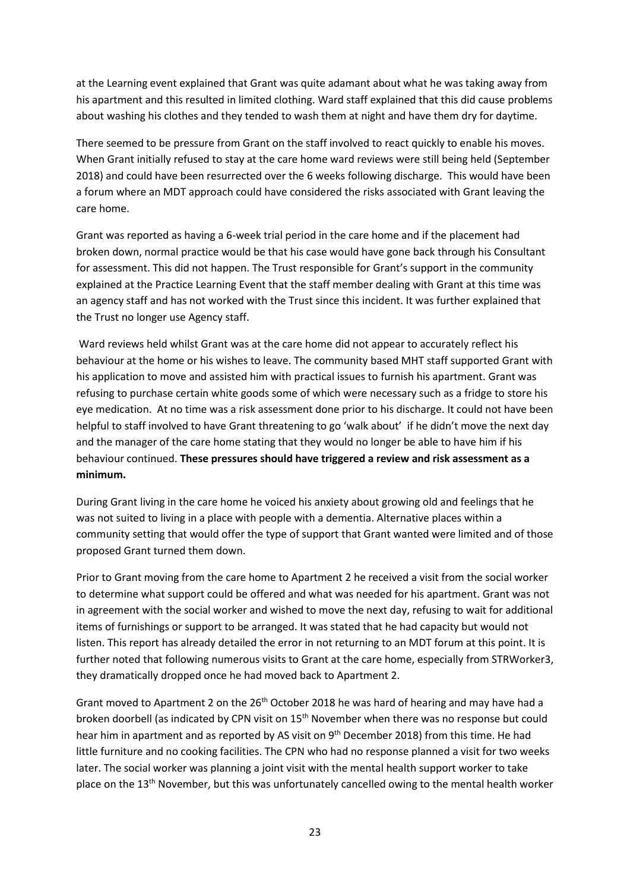at the Learning event explained that Grant was quite adamant about what he was taking away from his apartment and this resulted in limited clothing. Ward staff explained that this did cause problems about washing his clothes and they tended to wash them at night and have them dry for daytime.

There seemed to be pressure from Grant on the staff involved to react quickly to enable his moves. When Grant initially refused to stay at the care home ward reviews were still being held (September 2018) and could have been resurrected over the 6 weeks following discharge. This would have been a forum where an MDT approach could have considered the risks associated with Grant leaving the care home.

Grant was reported as having a 6-week trial period in the care home and if the placement had broken down, normal practice would be that his case would have gone back through his Consultant for assessment. This did not happen. The Trust responsible for Grant's support in the community explained at the Practice Learning Event that the staff member dealing with Grant at this time was an agency staff and has not worked with the Trust since this incident. It was further explained that the Trust no longer use Agency staff.

Ward reviews held whilst Grant was at the care home did not appear to accurately reflect his behaviour at the home or his wishes to leave. The community based MHT staff supported Grant with his application to move and assisted him with practical issues to furnish his apartment. Grant was refusing to purchase certain white goods some of which were necessary such as a fridge to store his eye medication. At no time was a risk assessment done prior to his discharge. It could not have been helpful to staff involved to have Grant threatening to go 'walk about' if he didn't move the next day and the manager of the care home stating that they would no longer be able to have him if his behaviour continued. **These pressures should have triggered a review and risk assessment as a minimum.**

During Grant living in the care home he voiced his anxiety about growing old and feelings that he was not suited to living in a place with people with a dementia. Alternative places within a community setting that would offer the type of support that Grant wanted were limited and of those proposed Grant turned them down.

Prior to Grant moving from the care home to Apartment 2 he received a visit from the social worker to determine what support could be offered and what was needed for his apartment. Grant was not in agreement with the social worker and wished to move the next day, refusing to wait for additional items of furnishings or support to be arranged. It was stated that he had capacity but would not listen. This report has already detailed the error in not returning to an MDT forum at this point. It is further noted that following numerous visits to Grant at the care home, especially from STRWorker3, they dramatically dropped once he had moved back to Apartment 2.

Grant moved to Apartment 2 on the 26th October 2018 he was hard of hearing and may have had a broken doorbell (as indicated by CPN visit on 15th November when there was no response but could hear him in apartment and as reported by AS visit on 9th December 2018) from this time. He had little furniture and no cooking facilities. The CPN who had no response planned a visit for two weeks later. The social worker was planning a joint visit with the mental health support worker to take place on the 13th November, but this was unfortunately cancelled owing to the mental health worker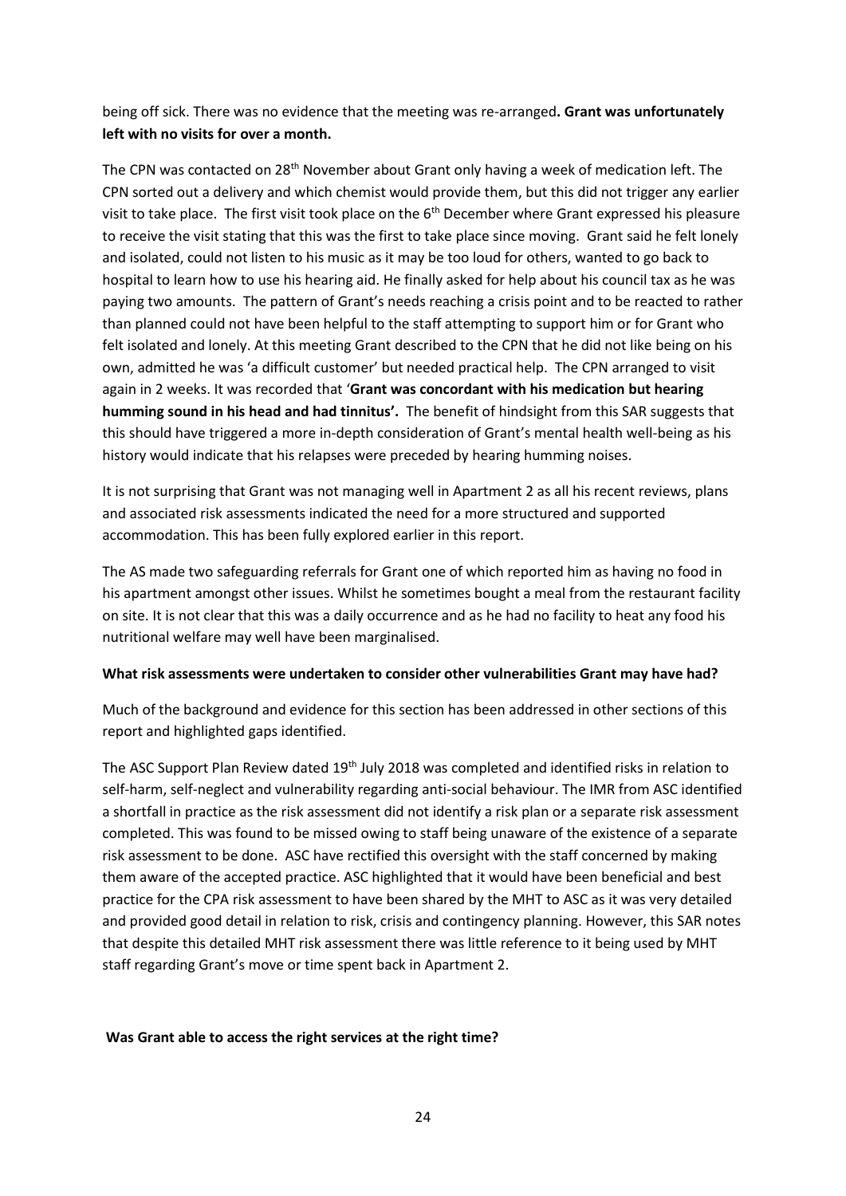being off sick. There was no evidence that the meeting was re-arranged**. Grant was unfortunately left with no visits for over a month.**

The CPN was contacted on 28th November about Grant only having a week of medication left. The CPN sorted out a delivery and which chemist would provide them, but this did not trigger any earlier visit to take place. The first visit took place on the 6th December where Grant expressed his pleasure to receive the visit stating that this was the first to take place since moving. Grant said he felt lonely and isolated, could not listen to his music as it may be too loud for others, wanted to go back to hospital to learn how to use his hearing aid. He finally asked for help about his council tax as he was paying two amounts. The pattern of Grant's needs reaching a crisis point and to be reacted to rather than planned could not have been helpful to the staff attempting to support him or for Grant who felt isolated and lonely. At this meeting Grant described to the CPN that he did not like being on his own, admitted he was 'a difficult customer' but needed practical help. The CPN arranged to visit again in 2 weeks. It was recorded that '**Grant was concordant with his medication but hearing humming sound in his head and had tinnitus'.** The benefit of hindsight from this SAR suggests that this should have triggered a more in-depth consideration of Grant's mental health well-being as his history would indicate that his relapses were preceded by hearing humming noises.

It is not surprising that Grant was not managing well in Apartment 2 as all his recent reviews, plans and associated risk assessments indicated the need for a more structured and supported accommodation. This has been fully explored earlier in this report.

The AS made two safeguarding referrals for Grant one of which reported him as having no food in his apartment amongst other issues. Whilst he sometimes bought a meal from the restaurant facility on site. It is not clear that this was a daily occurrence and as he had no facility to heat any food his nutritional welfare may well have been marginalised.

**What risk assessments were undertaken to consider other vulnerabilities Grant may have had?**

Much of the background and evidence for this section has been addressed in other sections of this report and highlighted gaps identified.

The ASC Support Plan Review dated 19th July 2018 was completed and identified risks in relation to self-harm, self-neglect and vulnerability regarding anti-social behaviour. The IMR from ASC identified a shortfall in practice as the risk assessment did not identify a risk plan or a separate risk assessment completed. This was found to be missed owing to staff being unaware of the existence of a separate risk assessment to be done. ASC have rectified this oversight with the staff concerned by making them aware of the accepted practice. ASC highlighted that it would have been beneficial and best practice for the CPA risk assessment to have been shared by the MHT to ASC as it was very detailed and provided good detail in relation to risk, crisis and contingency planning. However, this SAR notes that despite this detailed MHT risk assessment there was little reference to it being used by MHT staff regarding Grant's move or time spent back in Apartment 2.

**Was Grant able to access the right services at the right time?**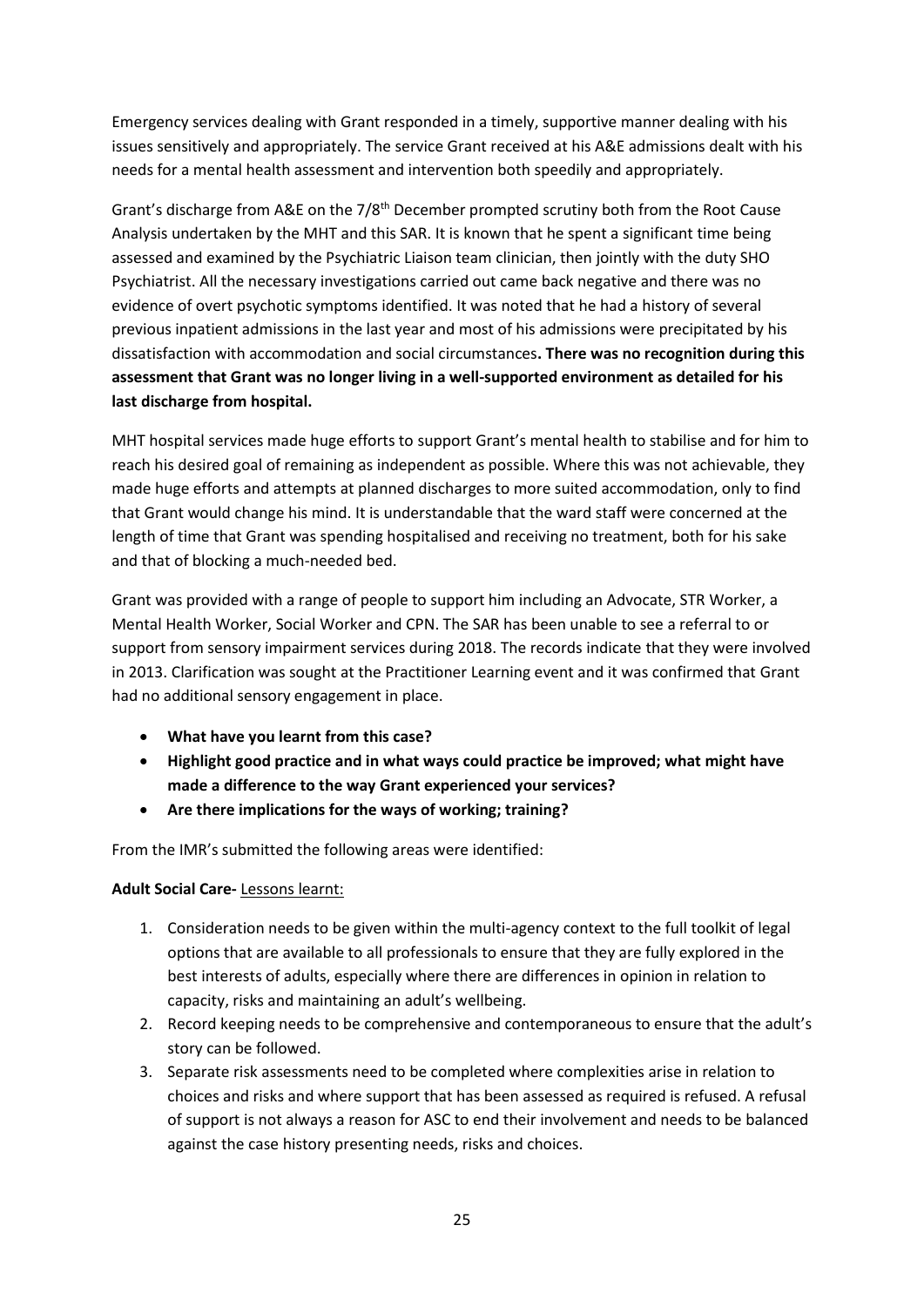Emergency services dealing with Grant responded in a timely, supportive manner dealing with his issues sensitively and appropriately. The service Grant received at his A&E admissions dealt with his needs for a mental health assessment and intervention both speedily and appropriately.

Grant's discharge from A&E on the 7/8th December prompted scrutiny both from the Root Cause Analysis undertaken by the MHT and this SAR. It is known that he spent a significant time being assessed and examined by the Psychiatric Liaison team clinician, then jointly with the duty SHO Psychiatrist. All the necessary investigations carried out came back negative and there was no evidence of overt psychotic symptoms identified. It was noted that he had a history of several previous inpatient admissions in the last year and most of his admissions were precipitated by his dissatisfaction with accommodation and social circumstances**. There was no recognition during this assessment that Grant was no longer living in a well-supported environment as detailed for his last discharge from hospital.**

MHT hospital services made huge efforts to support Grant's mental health to stabilise and for him to reach his desired goal of remaining as independent as possible. Where this was not achievable, they made huge efforts and attempts at planned discharges to more suited accommodation, only to find that Grant would change his mind. It is understandable that the ward staff were concerned at the length of time that Grant was spending hospitalised and receiving no treatment, both for his sake and that of blocking a much-needed bed.

Grant was provided with a range of people to support him including an Advocate, STR Worker, a Mental Health Worker, Social Worker and CPN. The SAR has been unable to see a referral to or support from sensory impairment services during 2018. The records indicate that they were involved in 2013. Clarification was sought at the Practitioner Learning event and it was confirmed that Grant had no additional sensory engagement in place.

- **What have you learnt from this case?**
- **Highlight good practice and in what ways could practice be improved; what might have made a difference to the way Grant experienced your services?**
- **Are there implications for the ways of working; training?**

From the IMR's submitted the following areas were identified:

**Adult Social Care-** <u>Lessons learnt:</u>

1. Consideration needs to be given within the multi-agency context to the full toolkit of legal options that are available to all professionals to ensure that they are fully explored in the best interests of adults, especially where there are differences in opinion in relation to capacity, risks and maintaining an adult's wellbeing.
2. Record keeping needs to be comprehensive and contemporaneous to ensure that the adult's story can be followed.
3. Separate risk assessments need to be completed where complexities arise in relation to choices and risks and where support that has been assessed as required is refused. A refusal of support is not always a reason for ASC to end their involvement and needs to be balanced against the case history presenting needs, risks and choices.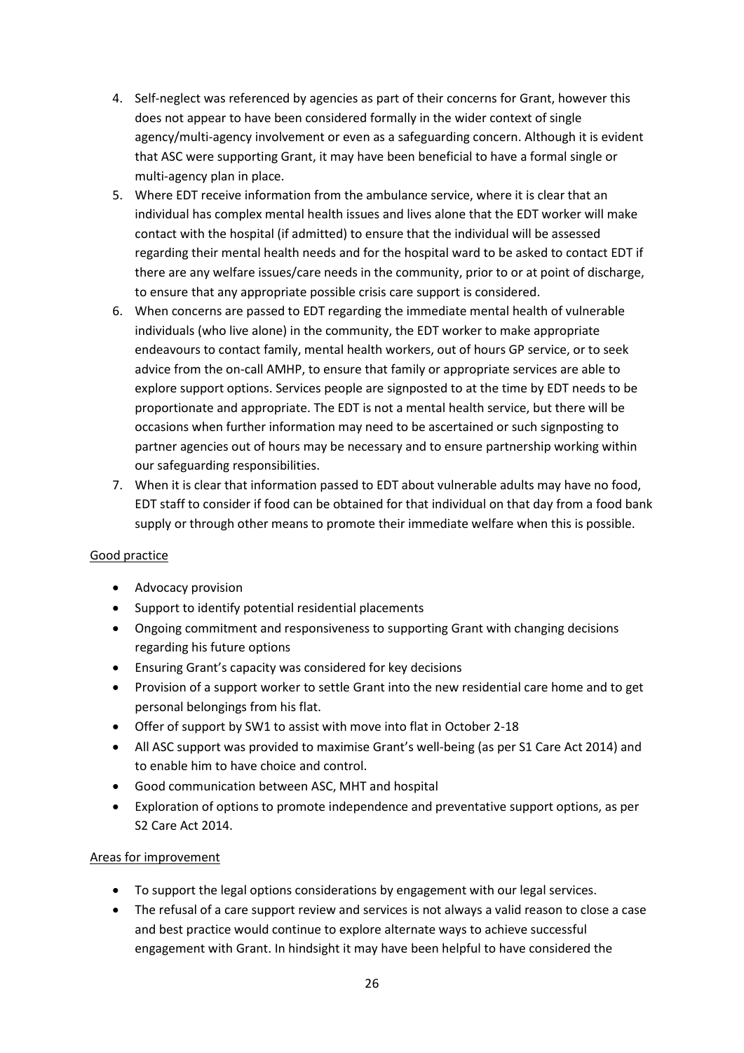4. Self-neglect was referenced by agencies as part of their concerns for Grant, however this does not appear to have been considered formally in the wider context of single agency/multi-agency involvement or even as a safeguarding concern. Although it is evident that ASC were supporting Grant, it may have been beneficial to have a formal single or multi-agency plan in place.
5. Where EDT receive information from the ambulance service, where it is clear that an individual has complex mental health issues and lives alone that the EDT worker will make contact with the hospital (if admitted) to ensure that the individual will be assessed regarding their mental health needs and for the hospital ward to be asked to contact EDT if there are any welfare issues/care needs in the community, prior to or at point of discharge, to ensure that any appropriate possible crisis care support is considered.
6. When concerns are passed to EDT regarding the immediate mental health of vulnerable individuals (who live alone) in the community, the EDT worker to make appropriate endeavours to contact family, mental health workers, out of hours GP service, or to seek advice from the on-call AMHP, to ensure that family or appropriate services are able to explore support options. Services people are signposted to at the time by EDT needs to be proportionate and appropriate. The EDT is not a mental health service, but there will be occasions when further information may need to be ascertained or such signposting to partner agencies out of hours may be necessary and to ensure partnership working within our safeguarding responsibilities.
7. When it is clear that information passed to EDT about vulnerable adults may have no food, EDT staff to consider if food can be obtained for that individual on that day from a food bank supply or through other means to promote their immediate welfare when this is possible.

Good practice

- Advocacy provision
- Support to identify potential residential placements
- Ongoing commitment and responsiveness to supporting Grant with changing decisions regarding his future options
- Ensuring Grant's capacity was considered for key decisions
- Provision of a support worker to settle Grant into the new residential care home and to get personal belongings from his flat.
- Offer of support by SW1 to assist with move into flat in October 2-18
- All ASC support was provided to maximise Grant's well-being (as per S1 Care Act 2014) and to enable him to have choice and control.
- Good communication between ASC, MHT and hospital
- Exploration of options to promote independence and preventative support options, as per S2 Care Act 2014.

Areas for improvement

- To support the legal options considerations by engagement with our legal services.
- The refusal of a care support review and services is not always a valid reason to close a case and best practice would continue to explore alternate ways to achieve successful engagement with Grant. In hindsight it may have been helpful to have considered the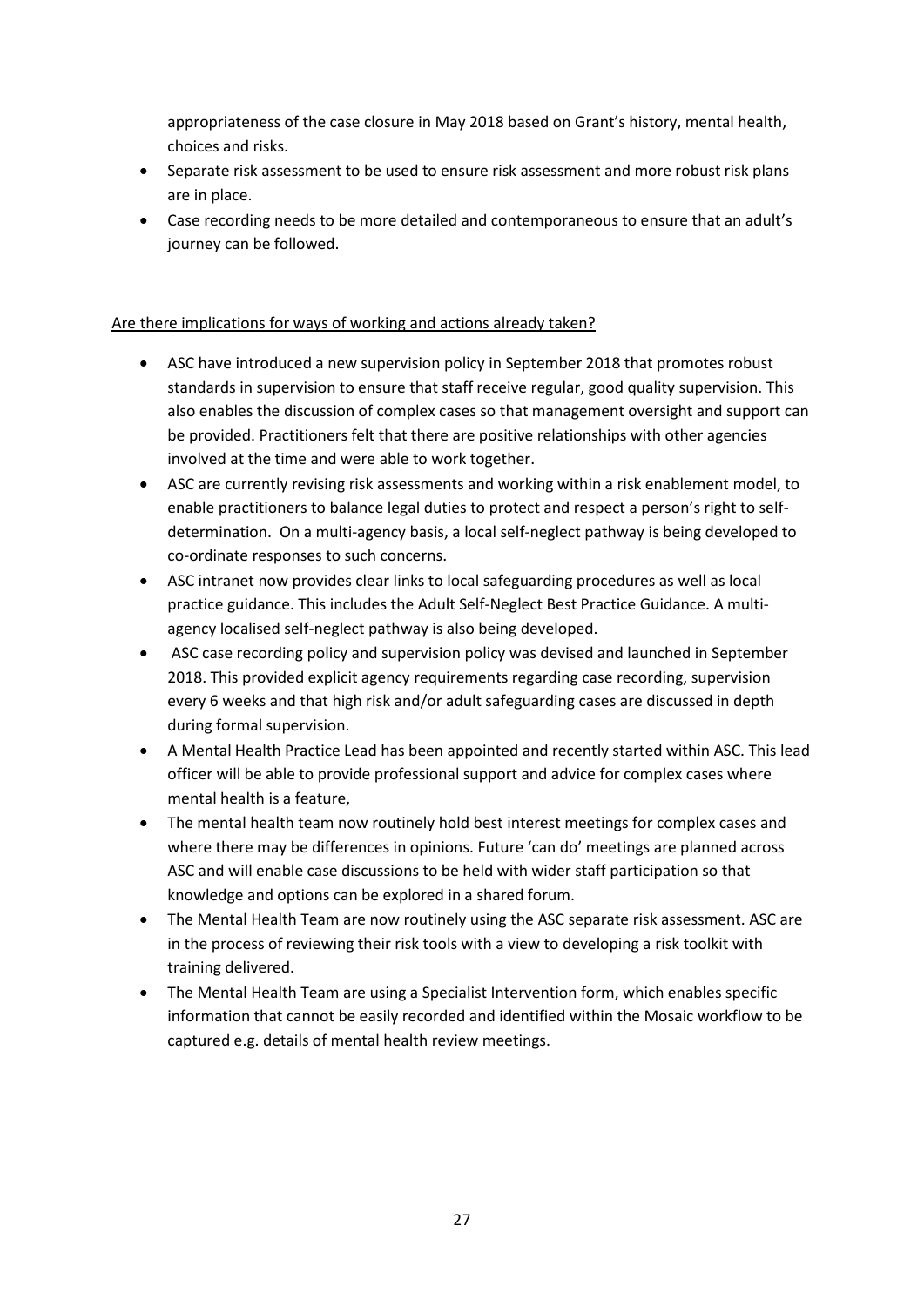appropriateness of the case closure in May 2018 based on Grant's history, mental health, choices and risks.

- Separate risk assessment to be used to ensure risk assessment and more robust risk plans are in place.
- Case recording needs to be more detailed and contemporaneous to ensure that an adult's journey can be followed.

<u>Are there implications for ways of working and actions already taken?</u>

- ASC have introduced a new supervision policy in September 2018 that promotes robust standards in supervision to ensure that staff receive regular, good quality supervision. This also enables the discussion of complex cases so that management oversight and support can be provided. Practitioners felt that there are positive relationships with other agencies involved at the time and were able to work together.
- ASC are currently revising risk assessments and working within a risk enablement model, to enable practitioners to balance legal duties to protect and respect a person's right to self-determination. On a multi-agency basis, a local self-neglect pathway is being developed to co-ordinate responses to such concerns.
- ASC intranet now provides clear links to local safeguarding procedures as well as local practice guidance. This includes the Adult Self-Neglect Best Practice Guidance. A multi-agency localised self-neglect pathway is also being developed.
- ASC case recording policy and supervision policy was devised and launched in September 2018. This provided explicit agency requirements regarding case recording, supervision every 6 weeks and that high risk and/or adult safeguarding cases are discussed in depth during formal supervision.
- A Mental Health Practice Lead has been appointed and recently started within ASC. This lead officer will be able to provide professional support and advice for complex cases where mental health is a feature,
- The mental health team now routinely hold best interest meetings for complex cases and where there may be differences in opinions. Future 'can do' meetings are planned across ASC and will enable case discussions to be held with wider staff participation so that knowledge and options can be explored in a shared forum.
- The Mental Health Team are now routinely using the ASC separate risk assessment. ASC are in the process of reviewing their risk tools with a view to developing a risk toolkit with training delivered.
- The Mental Health Team are using a Specialist Intervention form, which enables specific information that cannot be easily recorded and identified within the Mosaic workflow to be captured e.g. details of mental health review meetings.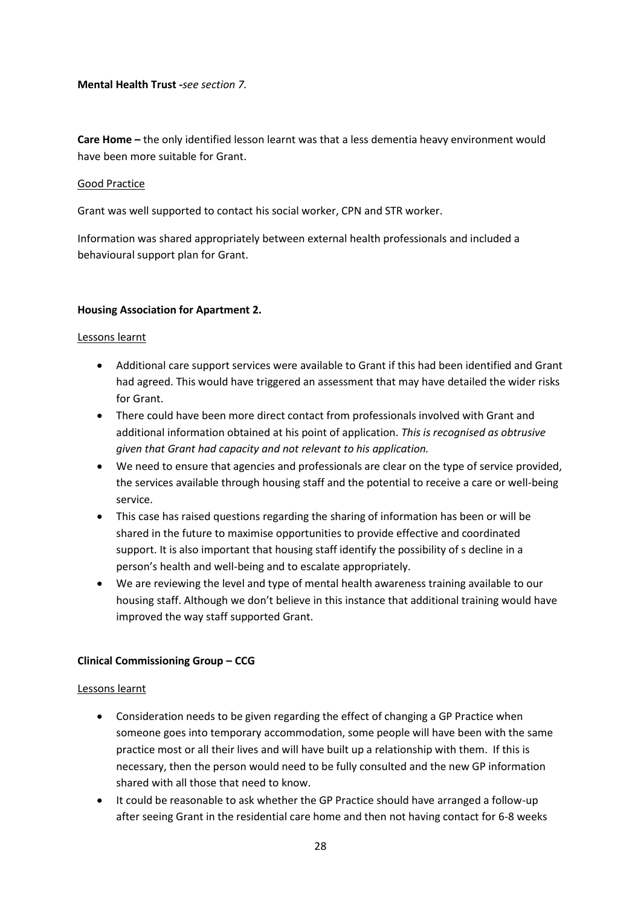**Mental Health Trust -***see section 7.*

**Care Home –** the only identified lesson learnt was that a less dementia heavy environment would have been more suitable for Grant.

Good Practice

Grant was well supported to contact his social worker, CPN and STR worker.

Information was shared appropriately between external health professionals and included a behavioural support plan for Grant.

**Housing Association for Apartment 2.**

Lessons learnt

- Additional care support services were available to Grant if this had been identified and Grant had agreed. This would have triggered an assessment that may have detailed the wider risks for Grant.
- There could have been more direct contact from professionals involved with Grant and additional information obtained at his point of application. *This is recognised as obtrusive given that Grant had capacity and not relevant to his application.*
- We need to ensure that agencies and professionals are clear on the type of service provided, the services available through housing staff and the potential to receive a care or well-being service.
- This case has raised questions regarding the sharing of information has been or will be shared in the future to maximise opportunities to provide effective and coordinated support. It is also important that housing staff identify the possibility of s decline in a person's health and well-being and to escalate appropriately.
- We are reviewing the level and type of mental health awareness training available to our housing staff. Although we don't believe in this instance that additional training would have improved the way staff supported Grant.

**Clinical Commissioning Group – CCG**

Lessons learnt

- Consideration needs to be given regarding the effect of changing a GP Practice when someone goes into temporary accommodation, some people will have been with the same practice most or all their lives and will have built up a relationship with them. If this is necessary, then the person would need to be fully consulted and the new GP information shared with all those that need to know.
- It could be reasonable to ask whether the GP Practice should have arranged a follow-up after seeing Grant in the residential care home and then not having contact for 6-8 weeks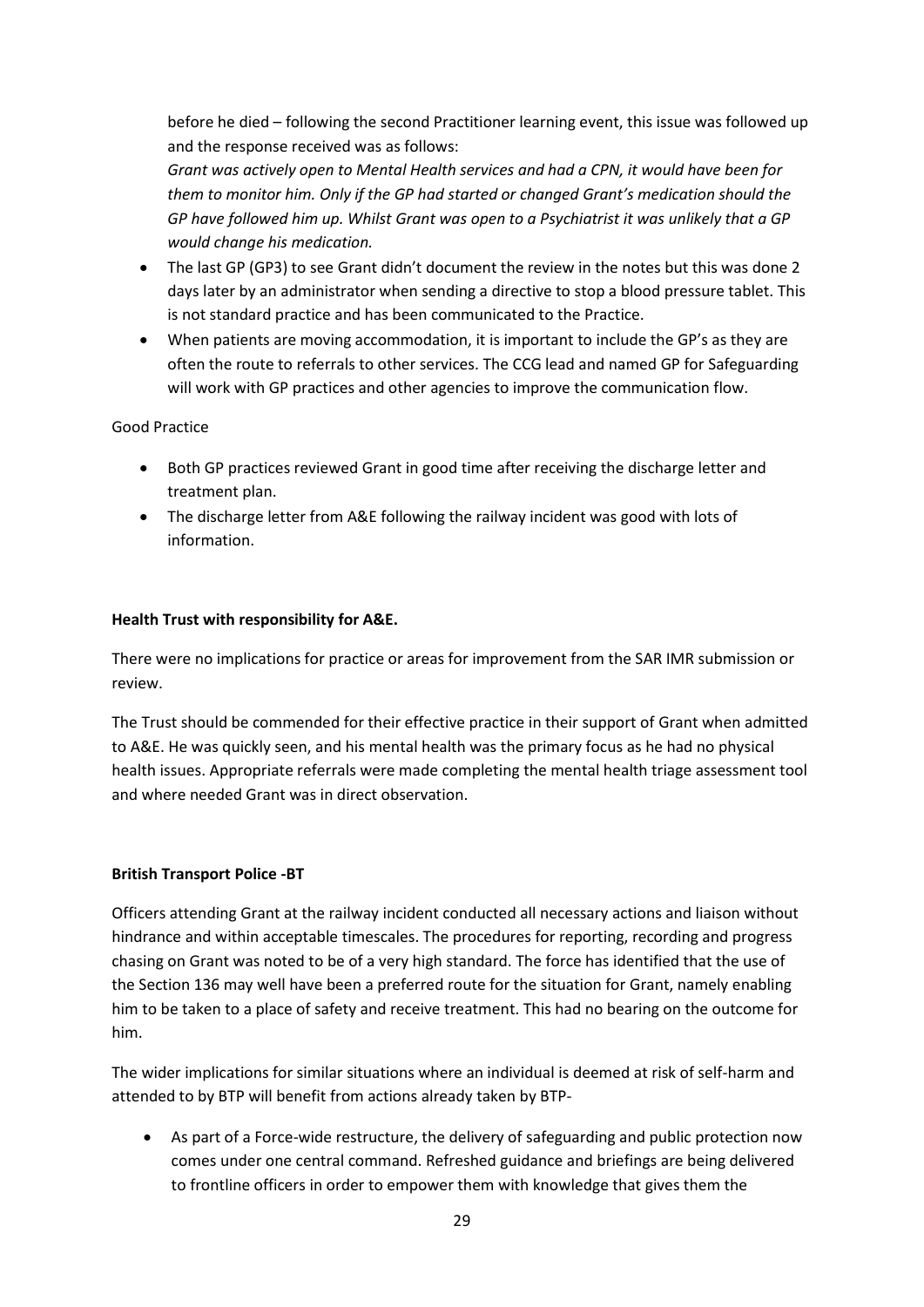before he died – following the second Practitioner learning event, this issue was followed up and the response received was as follows:

*Grant was actively open to Mental Health services and had a CPN, it would have been for them to monitor him. Only if the GP had started or changed Grant's medication should the GP have followed him up. Whilst Grant was open to a Psychiatrist it was unlikely that a GP would change his medication.*

- The last GP (GP3) to see Grant didn't document the review in the notes but this was done 2 days later by an administrator when sending a directive to stop a blood pressure tablet. This is not standard practice and has been communicated to the Practice.
- When patients are moving accommodation, it is important to include the GP's as they are often the route to referrals to other services. The CCG lead and named GP for Safeguarding will work with GP practices and other agencies to improve the communication flow.

Good Practice

- Both GP practices reviewed Grant in good time after receiving the discharge letter and treatment plan.
- The discharge letter from A&E following the railway incident was good with lots of information.

**Health Trust with responsibility for A&E.**

There were no implications for practice or areas for improvement from the SAR IMR submission or review.

The Trust should be commended for their effective practice in their support of Grant when admitted to A&E. He was quickly seen, and his mental health was the primary focus as he had no physical health issues. Appropriate referrals were made completing the mental health triage assessment tool and where needed Grant was in direct observation.

**British Transport Police -BT**

Officers attending Grant at the railway incident conducted all necessary actions and liaison without hindrance and within acceptable timescales. The procedures for reporting, recording and progress chasing on Grant was noted to be of a very high standard. The force has identified that the use of the Section 136 may well have been a preferred route for the situation for Grant, namely enabling him to be taken to a place of safety and receive treatment. This had no bearing on the outcome for him.

The wider implications for similar situations where an individual is deemed at risk of self-harm and attended to by BTP will benefit from actions already taken by BTP-

- As part of a Force-wide restructure, the delivery of safeguarding and public protection now comes under one central command. Refreshed guidance and briefings are being delivered to frontline officers in order to empower them with knowledge that gives them the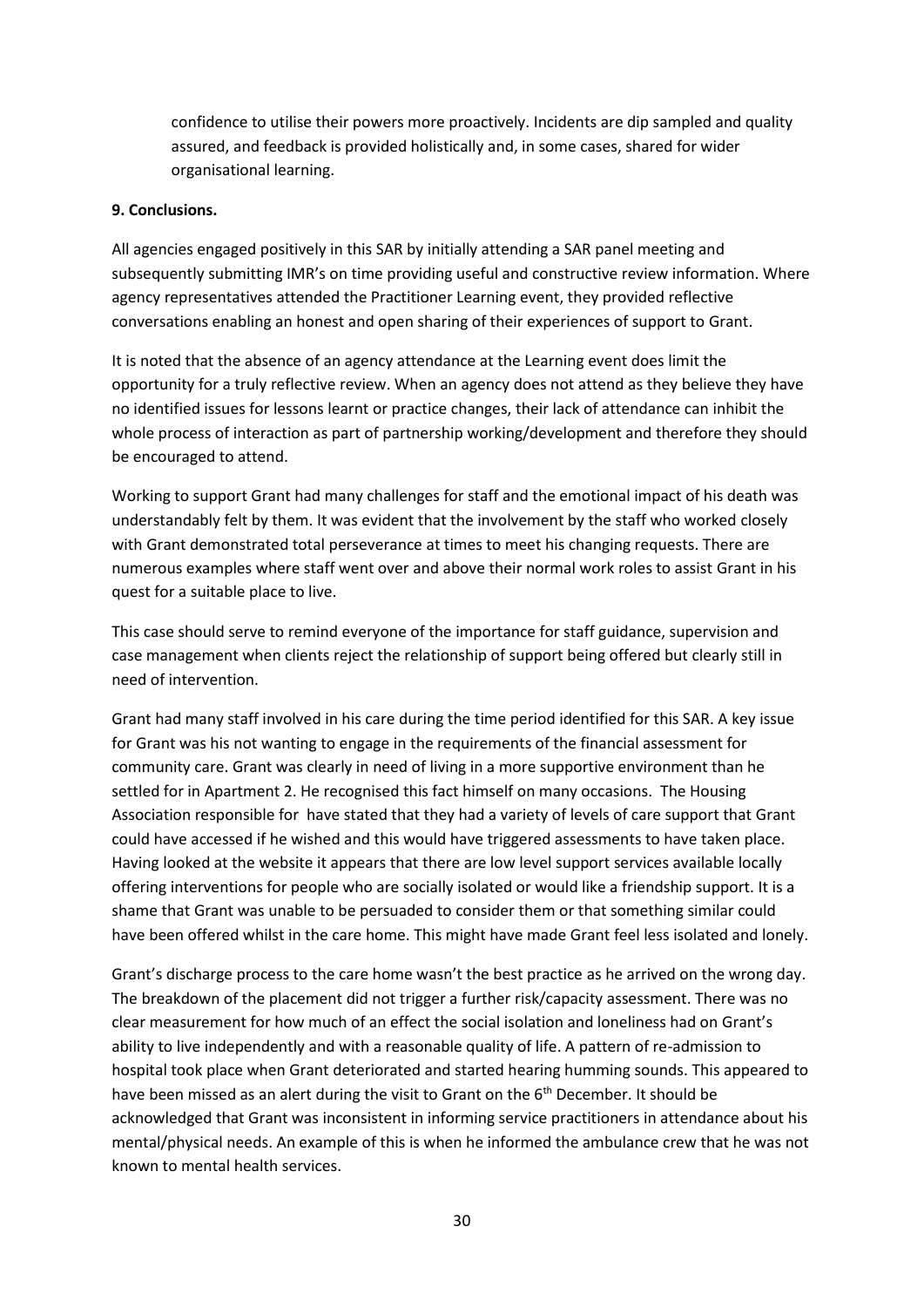confidence to utilise their powers more proactively. Incidents are dip sampled and quality assured, and feedback is provided holistically and, in some cases, shared for wider organisational learning.

**9. Conclusions.**

All agencies engaged positively in this SAR by initially attending a SAR panel meeting and subsequently submitting IMR's on time providing useful and constructive review information. Where agency representatives attended the Practitioner Learning event, they provided reflective conversations enabling an honest and open sharing of their experiences of support to Grant.

It is noted that the absence of an agency attendance at the Learning event does limit the opportunity for a truly reflective review. When an agency does not attend as they believe they have no identified issues for lessons learnt or practice changes, their lack of attendance can inhibit the whole process of interaction as part of partnership working/development and therefore they should be encouraged to attend.

Working to support Grant had many challenges for staff and the emotional impact of his death was understandably felt by them. It was evident that the involvement by the staff who worked closely with Grant demonstrated total perseverance at times to meet his changing requests. There are numerous examples where staff went over and above their normal work roles to assist Grant in his quest for a suitable place to live.

This case should serve to remind everyone of the importance for staff guidance, supervision and case management when clients reject the relationship of support being offered but clearly still in need of intervention.

Grant had many staff involved in his care during the time period identified for this SAR. A key issue for Grant was his not wanting to engage in the requirements of the financial assessment for community care. Grant was clearly in need of living in a more supportive environment than he settled for in Apartment 2. He recognised this fact himself on many occasions. The Housing Association responsible for have stated that they had a variety of levels of care support that Grant could have accessed if he wished and this would have triggered assessments to have taken place. Having looked at the website it appears that there are low level support services available locally offering interventions for people who are socially isolated or would like a friendship support. It is a shame that Grant was unable to be persuaded to consider them or that something similar could have been offered whilst in the care home. This might have made Grant feel less isolated and lonely.

Grant's discharge process to the care home wasn't the best practice as he arrived on the wrong day. The breakdown of the placement did not trigger a further risk/capacity assessment. There was no clear measurement for how much of an effect the social isolation and loneliness had on Grant's ability to live independently and with a reasonable quality of life. A pattern of re-admission to hospital took place when Grant deteriorated and started hearing humming sounds. This appeared to have been missed as an alert during the visit to Grant on the 6th December. It should be acknowledged that Grant was inconsistent in informing service practitioners in attendance about his mental/physical needs. An example of this is when he informed the ambulance crew that he was not known to mental health services.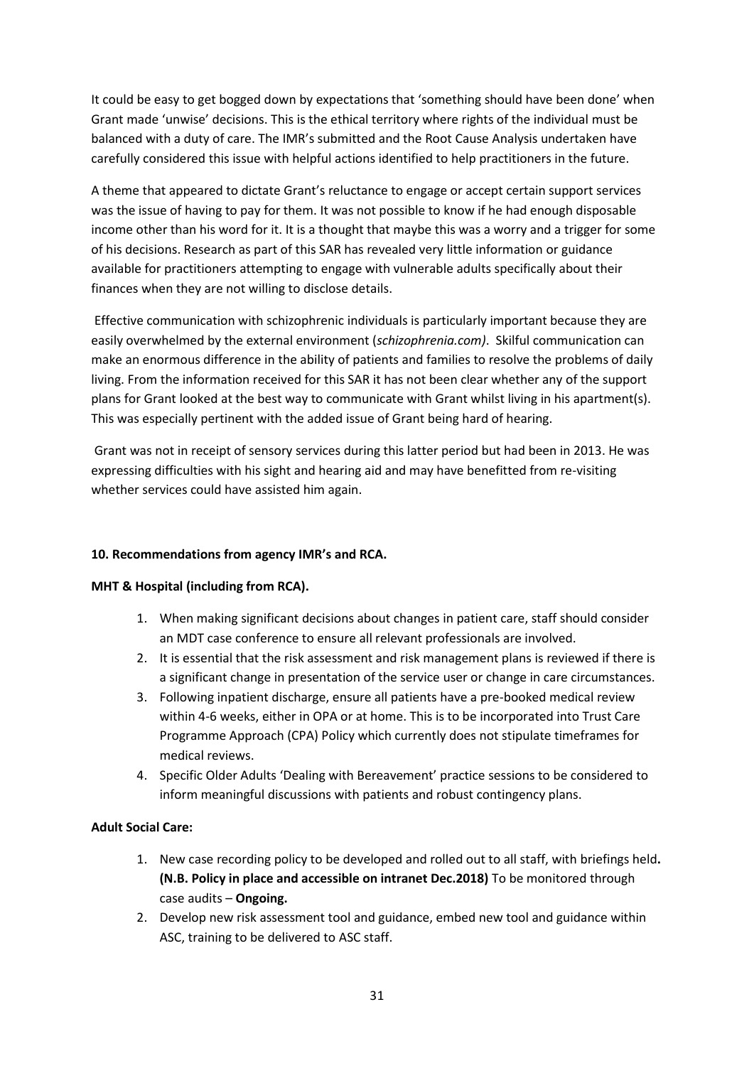It could be easy to get bogged down by expectations that 'something should have been done' when Grant made 'unwise' decisions. This is the ethical territory where rights of the individual must be balanced with a duty of care. The IMR's submitted and the Root Cause Analysis undertaken have carefully considered this issue with helpful actions identified to help practitioners in the future.

A theme that appeared to dictate Grant's reluctance to engage or accept certain support services was the issue of having to pay for them. It was not possible to know if he had enough disposable income other than his word for it. It is a thought that maybe this was a worry and a trigger for some of his decisions. Research as part of this SAR has revealed very little information or guidance available for practitioners attempting to engage with vulnerable adults specifically about their finances when they are not willing to disclose details.

Effective communication with schizophrenic individuals is particularly important because they are easily overwhelmed by the external environment (*schizophrenia.com)*. Skilful communication can make an enormous difference in the ability of patients and families to resolve the problems of daily living. From the information received for this SAR it has not been clear whether any of the support plans for Grant looked at the best way to communicate with Grant whilst living in his apartment(s). This was especially pertinent with the added issue of Grant being hard of hearing.

Grant was not in receipt of sensory services during this latter period but had been in 2013. He was expressing difficulties with his sight and hearing aid and may have benefitted from re-visiting whether services could have assisted him again.

## 10. Recommendations from agency IMR's and RCA.

### MHT & Hospital (including from RCA).

1. When making significant decisions about changes in patient care, staff should consider an MDT case conference to ensure all relevant professionals are involved.
2. It is essential that the risk assessment and risk management plans is reviewed if there is a significant change in presentation of the service user or change in care circumstances.
3. Following inpatient discharge, ensure all patients have a pre-booked medical review within 4-6 weeks, either in OPA or at home. This is to be incorporated into Trust Care Programme Approach (CPA) Policy which currently does not stipulate timeframes for medical reviews.
4. Specific Older Adults 'Dealing with Bereavement' practice sessions to be considered to inform meaningful discussions with patients and robust contingency plans.

### Adult Social Care:

1. New case recording policy to be developed and rolled out to all staff, with briefings held**. (N.B. Policy in place and accessible on intranet Dec.2018)** To be monitored through case audits – **Ongoing.**
2. Develop new risk assessment tool and guidance, embed new tool and guidance within ASC, training to be delivered to ASC staff.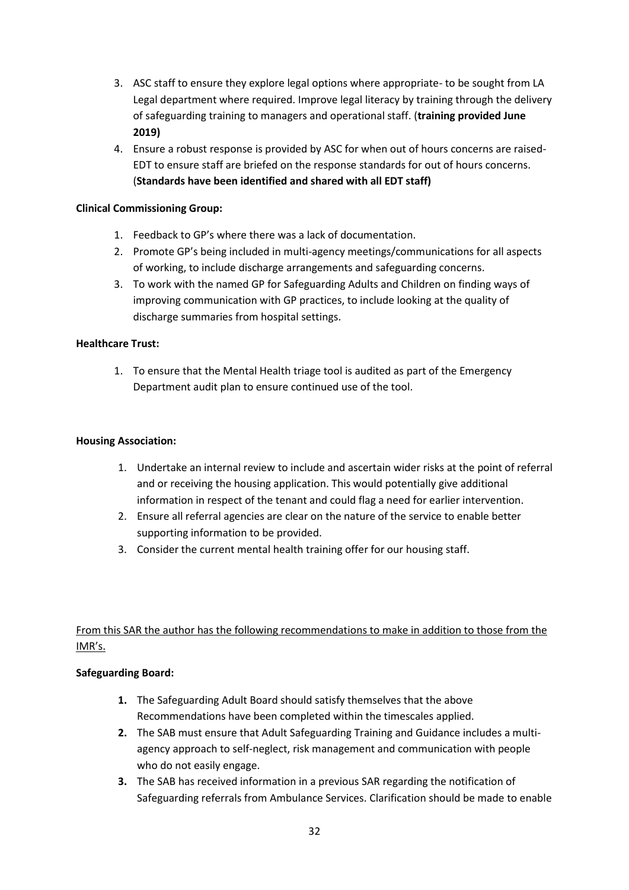3. ASC staff to ensure they explore legal options where appropriate- to be sought from LA Legal department where required. Improve legal literacy by training through the delivery of safeguarding training to managers and operational staff. (**training provided June 2019)**
4. Ensure a robust response is provided by ASC for when out of hours concerns are raised- EDT to ensure staff are briefed on the response standards for out of hours concerns. (**Standards have been identified and shared with all EDT staff)**

**Clinical Commissioning Group:**

1. Feedback to GP's where there was a lack of documentation.
2. Promote GP's being included in multi-agency meetings/communications for all aspects of working, to include discharge arrangements and safeguarding concerns.
3. To work with the named GP for Safeguarding Adults and Children on finding ways of improving communication with GP practices, to include looking at the quality of discharge summaries from hospital settings.

**Healthcare Trust:**

1. To ensure that the Mental Health triage tool is audited as part of the Emergency Department audit plan to ensure continued use of the tool.

**Housing Association:**

1. Undertake an internal review to include and ascertain wider risks at the point of referral and or receiving the housing application. This would potentially give additional information in respect of the tenant and could flag a need for earlier intervention.
2. Ensure all referral agencies are clear on the nature of the service to enable better supporting information to be provided.
3. Consider the current mental health training offer for our housing staff.

<u>From this SAR the author has the following recommendations to make in addition to those from the IMR's.</u>

**Safeguarding Board:**

1. The Safeguarding Adult Board should satisfy themselves that the above Recommendations have been completed within the timescales applied.
2. The SAB must ensure that Adult Safeguarding Training and Guidance includes a multi-agency approach to self-neglect, risk management and communication with people who do not easily engage.
3. The SAB has received information in a previous SAR regarding the notification of Safeguarding referrals from Ambulance Services. Clarification should be made to enable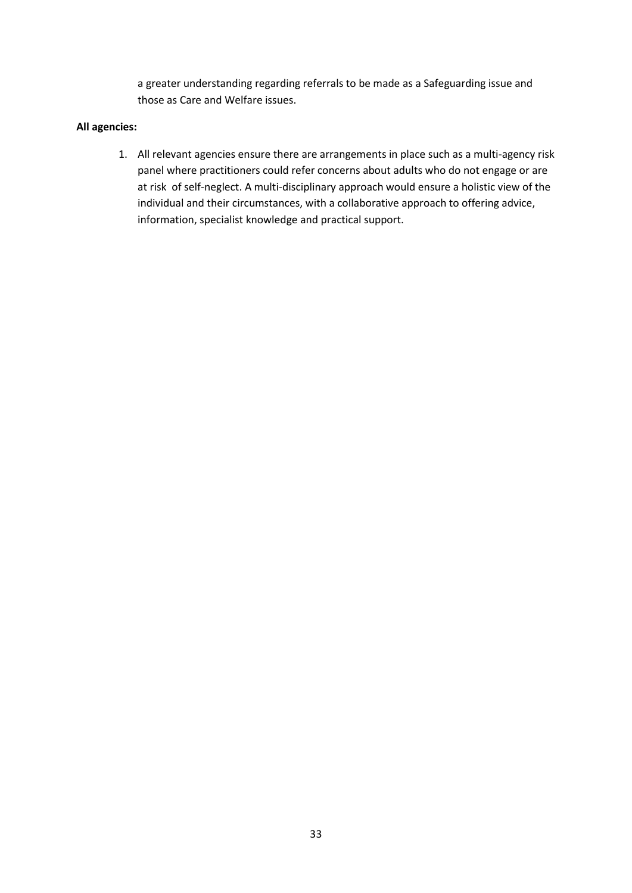a greater understanding regarding referrals to be made as a Safeguarding issue and those as Care and Welfare issues.

**All agencies:**

1. All relevant agencies ensure there are arrangements in place such as a multi-agency risk panel where practitioners could refer concerns about adults who do not engage or are at risk of self-neglect. A multi-disciplinary approach would ensure a holistic view of the individual and their circumstances, with a collaborative approach to offering advice, information, specialist knowledge and practical support.